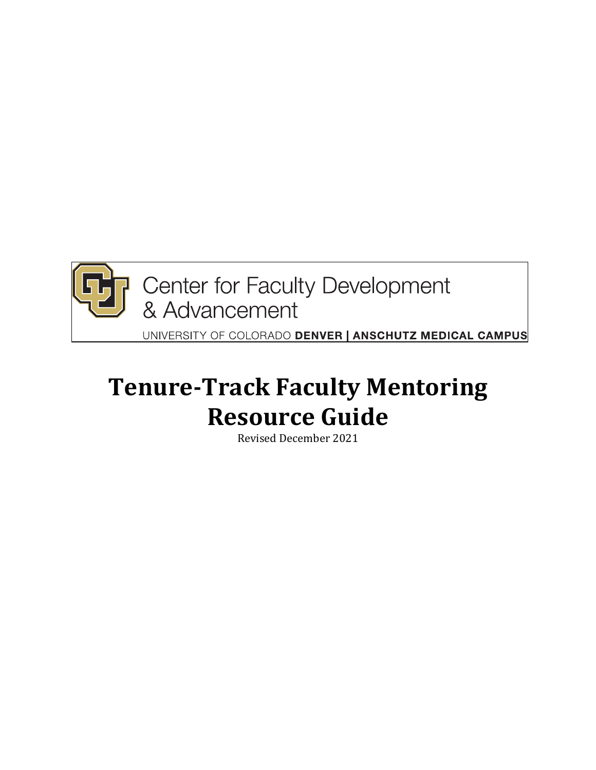Center for Faculty Development & Advancement

UNIVERSITY OF COLORADO **DENVER | ANSCHUTZ MEDICAL CAMPUS**

# Tenure-Track Faculty Mentoring Resource Guide

Revised December 2021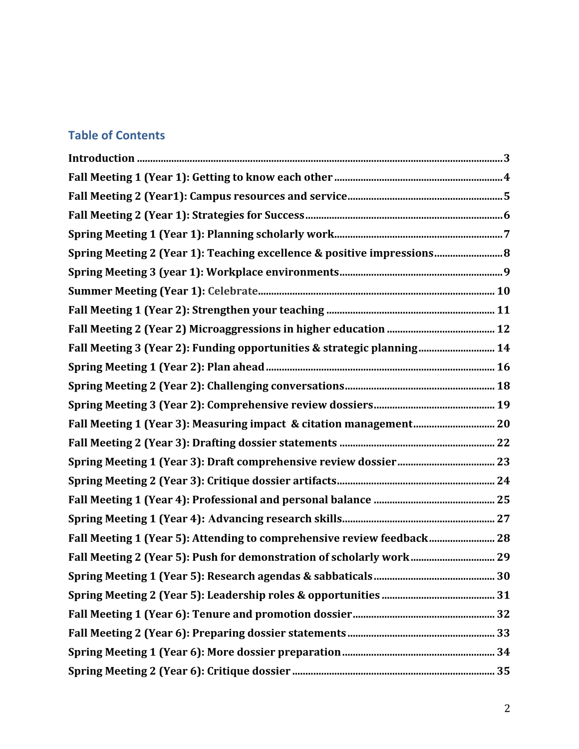## Table of Contents

| | |
|---|---|
| **Introduction** | 3 |
| **Fall Meeting 1 (Year 1): Getting to know each other** | 4 |
| **Fall Meeting 2 (Year1): Campus resources and service** | 5 |
| **Fall Meeting 2 (Year 1): Strategies for Success** | 6 |
| **Spring Meeting 1 (Year 1): Planning scholarly work** | 7 |
| **Spring Meeting 2 (Year 1): Teaching excellence & positive impressions** | 8 |
| **Spring Meeting 3 (year 1): Workplace environments** | 9 |
| **Summer Meeting (Year 1): Celebrate** | 10 |
| **Fall Meeting 1 (Year 2): Strengthen your teaching** | 11 |
| **Fall Meeting 2 (Year 2) Microaggressions in higher education** | 12 |
| **Fall Meeting 3 (Year 2): Funding opportunities & strategic planning** | 14 |
| **Spring Meeting 1 (Year 2): Plan ahead** | 16 |
| **Spring Meeting 2 (Year 2): Challenging conversations** | 18 |
| **Spring Meeting 3 (Year 2): Comprehensive review dossiers** | 19 |
| **Fall Meeting 1 (Year 3): Measuring impact & citation management** | 20 |
| **Fall Meeting 2 (Year 3): Drafting dossier statements** | 22 |
| **Spring Meeting 1 (Year 3): Draft comprehensive review dossier** | 23 |
| **Spring Meeting 2 (Year 3): Critique dossier artifacts** | 24 |
| **Fall Meeting 1 (Year 4): Professional and personal balance** | 25 |
| **Spring Meeting 1 (Year 4): Advancing research skills** | 27 |
| **Fall Meeting 1 (Year 5): Attending to comprehensive review feedback** | 28 |
| **Fall Meeting 2 (Year 5): Push for demonstration of scholarly work** | 29 |
| **Spring Meeting 1 (Year 5): Research agendas & sabbaticals** | 30 |
| **Spring Meeting 2 (Year 5): Leadership roles & opportunities** | 31 |
| **Fall Meeting 1 (Year 6): Tenure and promotion dossier** | 32 |
| **Fall Meeting 2 (Year 6): Preparing dossier statements** | 33 |
| **Spring Meeting 1 (Year 6): More dossier preparation** | 34 |
| **Spring Meeting 2 (Year 6): Critique dossier** | 35 |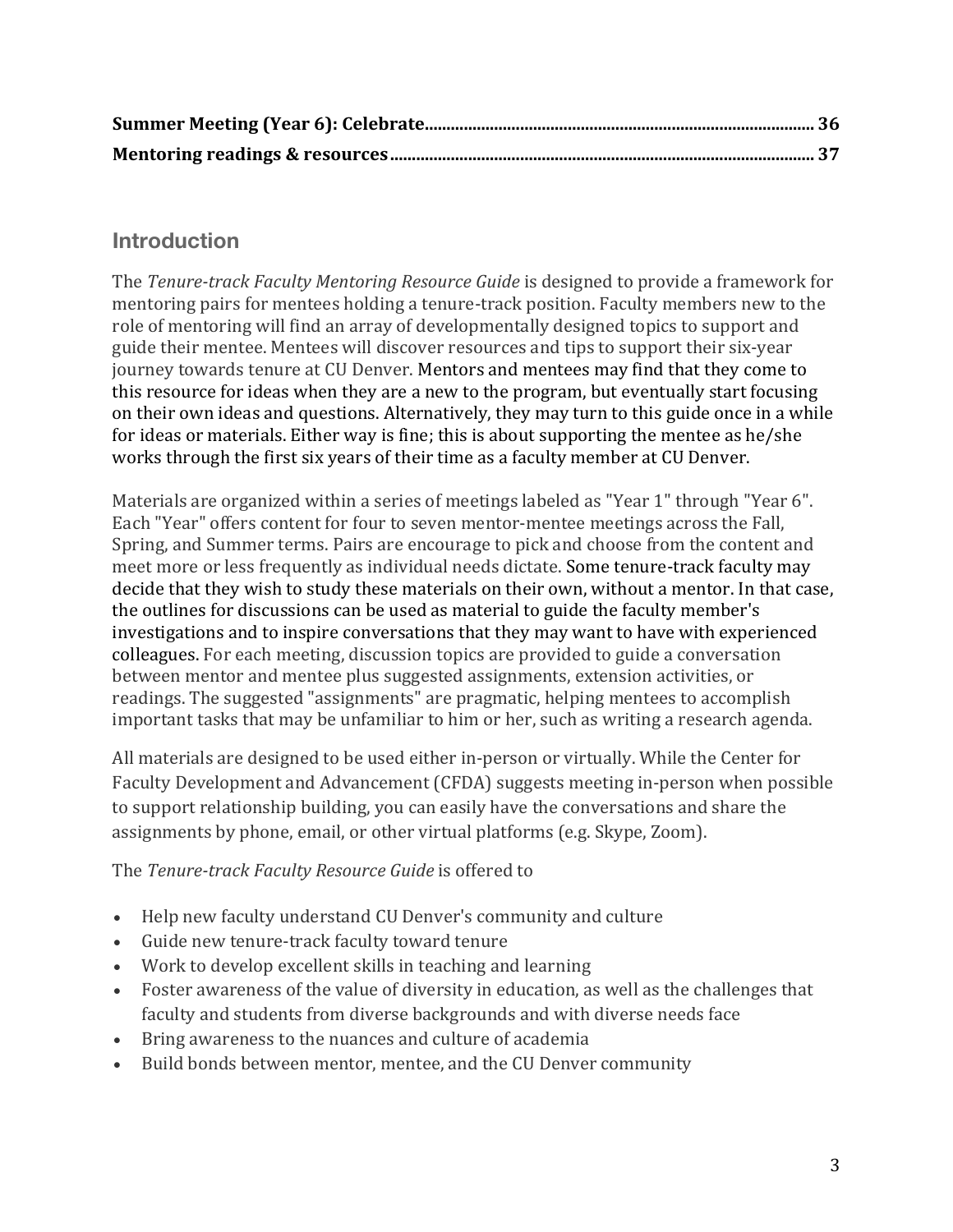**Summer Meeting (Year 6): Celebrate** ........................................................................................ **36**

**Mentoring readings & resources** ................................................................................................ **37**

## Introduction

The *Tenure-track Faculty Mentoring Resource Guide* is designed to provide a framework for mentoring pairs for mentees holding a tenure-track position. Faculty members new to the role of mentoring will find an array of developmentally designed topics to support and guide their mentee. Mentees will discover resources and tips to support their six-year journey towards tenure at CU Denver. Mentors and mentees may find that they come to this resource for ideas when they are a new to the program, but eventually start focusing on their own ideas and questions. Alternatively, they may turn to this guide once in a while for ideas or materials. Either way is fine; this is about supporting the mentee as he/she works through the first six years of their time as a faculty member at CU Denver.

Materials are organized within a series of meetings labeled as "Year 1" through "Year 6". Each "Year" offers content for four to seven mentor-mentee meetings across the Fall, Spring, and Summer terms. Pairs are encourage to pick and choose from the content and meet more or less frequently as individual needs dictate. Some tenure-track faculty may decide that they wish to study these materials on their own, without a mentor. In that case, the outlines for discussions can be used as material to guide the faculty member's investigations and to inspire conversations that they may want to have with experienced colleagues. For each meeting, discussion topics are provided to guide a conversation between mentor and mentee plus suggested assignments, extension activities, or readings. The suggested "assignments" are pragmatic, helping mentees to accomplish important tasks that may be unfamiliar to him or her, such as writing a research agenda.

All materials are designed to be used either in-person or virtually. While the Center for Faculty Development and Advancement (CFDA) suggests meeting in-person when possible to support relationship building, you can easily have the conversations and share the assignments by phone, email, or other virtual platforms (e.g. Skype, Zoom).

The *Tenure-track Faculty Resource Guide* is offered to

- Help new faculty understand CU Denver's community and culture
- Guide new tenure-track faculty toward tenure
- Work to develop excellent skills in teaching and learning
- Foster awareness of the value of diversity in education, as well as the challenges that faculty and students from diverse backgrounds and with diverse needs face
- Bring awareness to the nuances and culture of academia
- Build bonds between mentor, mentee, and the CU Denver community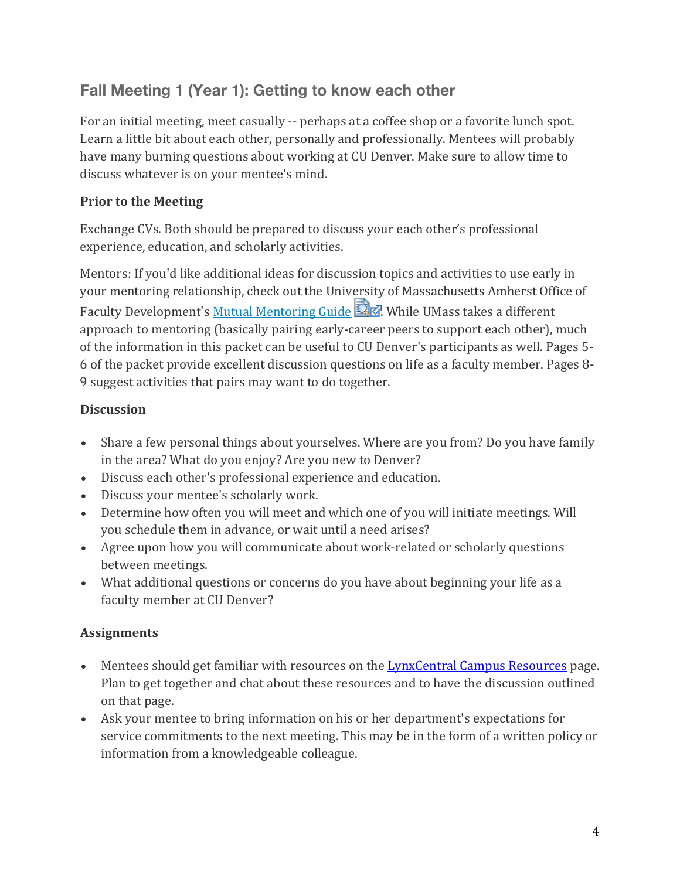## Fall Meeting 1 (Year 1): Getting to know each other

For an initial meeting, meet casually -- perhaps at a coffee shop or a favorite lunch spot. Learn a little bit about each other, personally and professionally. Mentees will probably have many burning questions about working at CU Denver. Make sure to allow time to discuss whatever is on your mentee's mind.

### Prior to the Meeting

Exchange CVs. Both should be prepared to discuss your each other's professional experience, education, and scholarly activities.

Mentors: If you'd like additional ideas for discussion topics and activities to use early in your mentoring relationship, check out the University of Massachusetts Amherst Office of Faculty Development's Mutual Mentoring Guide. While UMass takes a different approach to mentoring (basically pairing early-career peers to support each other), much of the information in this packet can be useful to CU Denver's participants as well. Pages 5-6 of the packet provide excellent discussion questions on life as a faculty member. Pages 8-9 suggest activities that pairs may want to do together.

### Discussion

- Share a few personal things about yourselves. Where are you from? Do you have family in the area? What do you enjoy? Are you new to Denver?
- Discuss each other's professional experience and education.
- Discuss your mentee's scholarly work.
- Determine how often you will meet and which one of you will initiate meetings. Will you schedule them in advance, or wait until a need arises?
- Agree upon how you will communicate about work-related or scholarly questions between meetings.
- What additional questions or concerns do you have about beginning your life as a faculty member at CU Denver?

### Assignments

- Mentees should get familiar with resources on the LynxCentral Campus Resources page. Plan to get together and chat about these resources and to have the discussion outlined on that page.
- Ask your mentee to bring information on his or her department's expectations for service commitments to the next meeting. This may be in the form of a written policy or information from a knowledgeable colleague.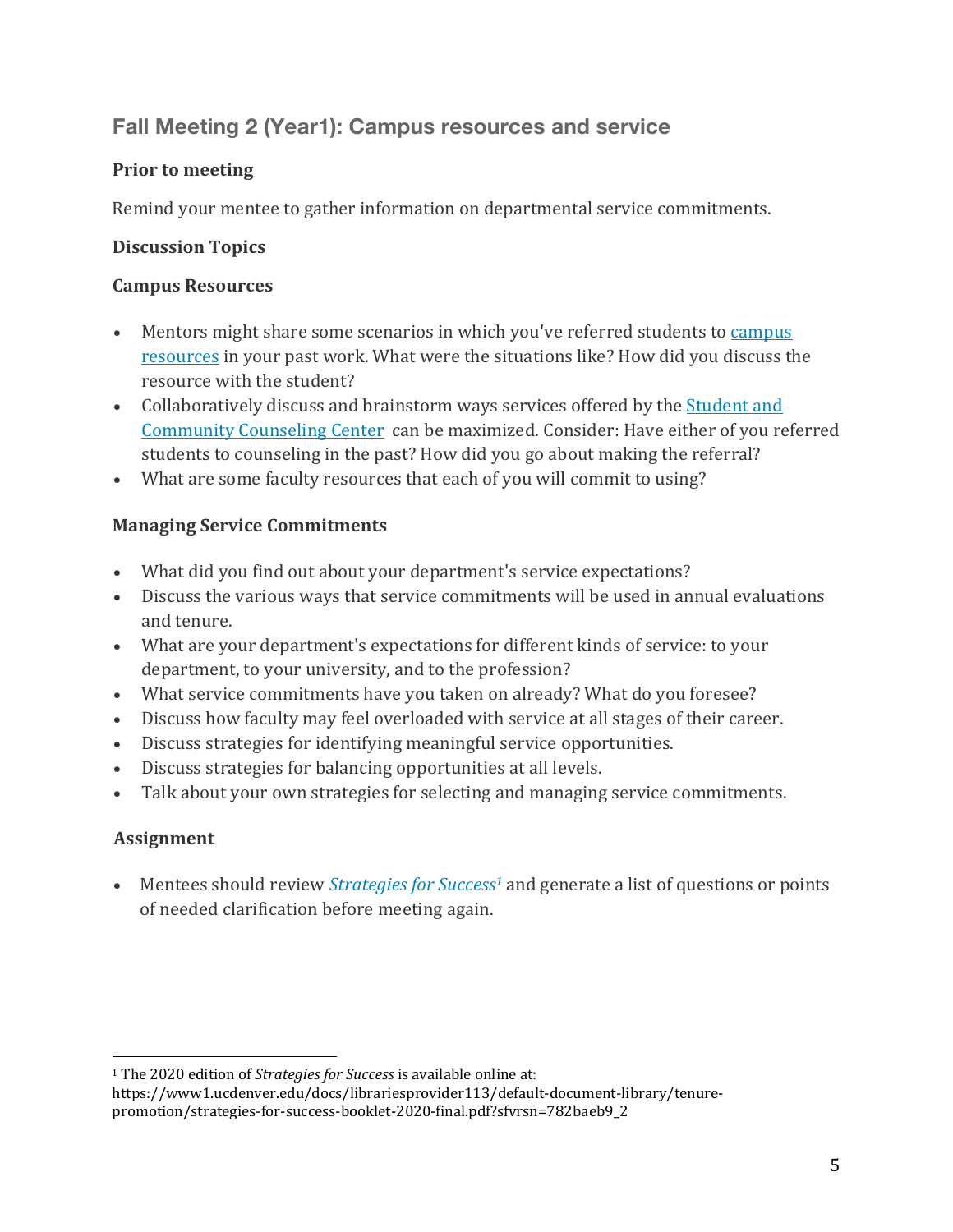## Fall Meeting 2 (Year1): Campus resources and service

### Prior to meeting

Remind your mentee to gather information on departmental service commitments.

### Discussion Topics

### Campus Resources

- Mentors might share some scenarios in which you've referred students to campus resources in your past work. What were the situations like? How did you discuss the resource with the student?
- Collaboratively discuss and brainstorm ways services offered by the Student and Community Counseling Center can be maximized. Consider: Have either of you referred students to counseling in the past? How did you go about making the referral?
- What are some faculty resources that each of you will commit to using?

### Managing Service Commitments

- What did you find out about your department's service expectations?
- Discuss the various ways that service commitments will be used in annual evaluations and tenure.
- What are your department's expectations for different kinds of service: to your department, to your university, and to the profession?
- What service commitments have you taken on already? What do you foresee?
- Discuss how faculty may feel overloaded with service at all stages of their career.
- Discuss strategies for identifying meaningful service opportunities.
- Discuss strategies for balancing opportunities at all levels.
- Talk about your own strategies for selecting and managing service commitments.

### Assignment

- Mentees should review *Strategies for Success*[1] and generate a list of questions or points of needed clarification before meeting again.

---

[1] The 2020 edition of *Strategies for Success* is available online at: https://www1.ucdenver.edu/docs/librariesprovider113/default-document-library/tenure-promotion/strategies-for-success-booklet-2020-final.pdf?sfvrsn=782baeb9_2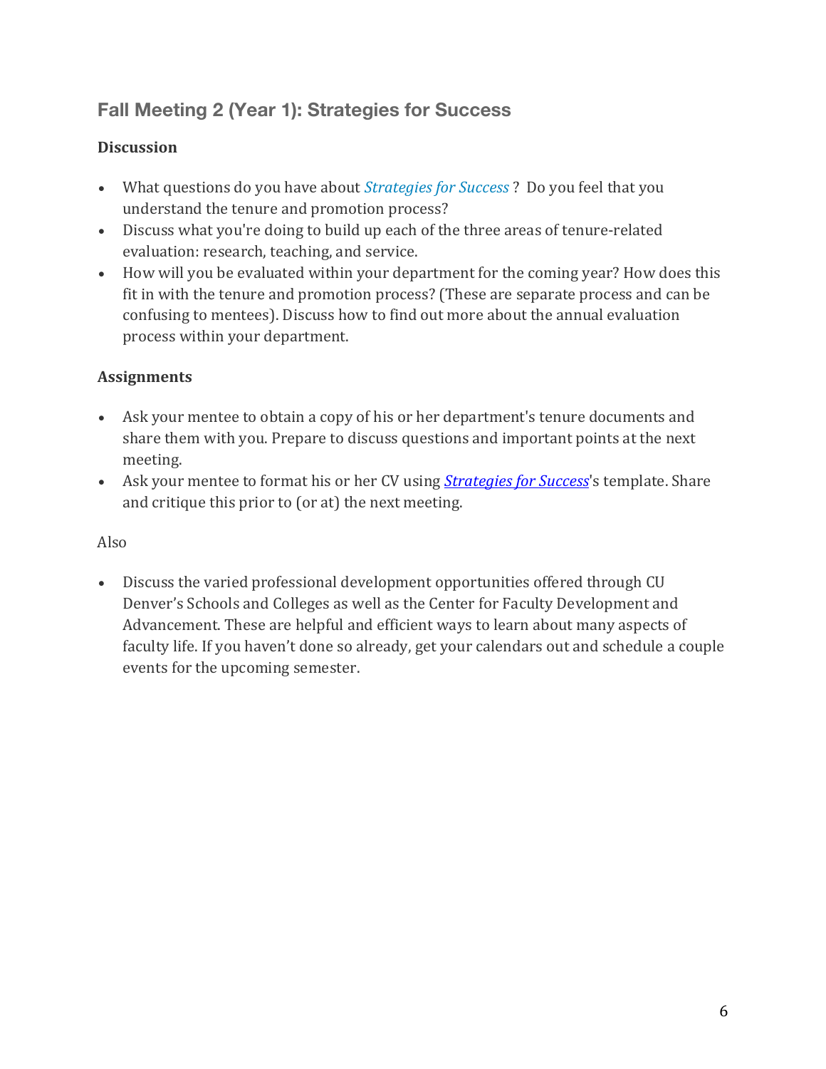## Fall Meeting 2 (Year 1): Strategies for Success

**Discussion**

- What questions do you have about *Strategies for Success* ? Do you feel that you understand the tenure and promotion process?
- Discuss what you're doing to build up each of the three areas of tenure-related evaluation: research, teaching, and service.
- How will you be evaluated within your department for the coming year? How does this fit in with the tenure and promotion process? (These are separate process and can be confusing to mentees). Discuss how to find out more about the annual evaluation process within your department.

**Assignments**

- Ask your mentee to obtain a copy of his or her department's tenure documents and share them with you. Prepare to discuss questions and important points at the next meeting.
- Ask your mentee to format his or her CV using *Strategies for Success*'s template. Share and critique this prior to (or at) the next meeting.

Also

- Discuss the varied professional development opportunities offered through CU Denver's Schools and Colleges as well as the Center for Faculty Development and Advancement. These are helpful and efficient ways to learn about many aspects of faculty life. If you haven't done so already, get your calendars out and schedule a couple events for the upcoming semester.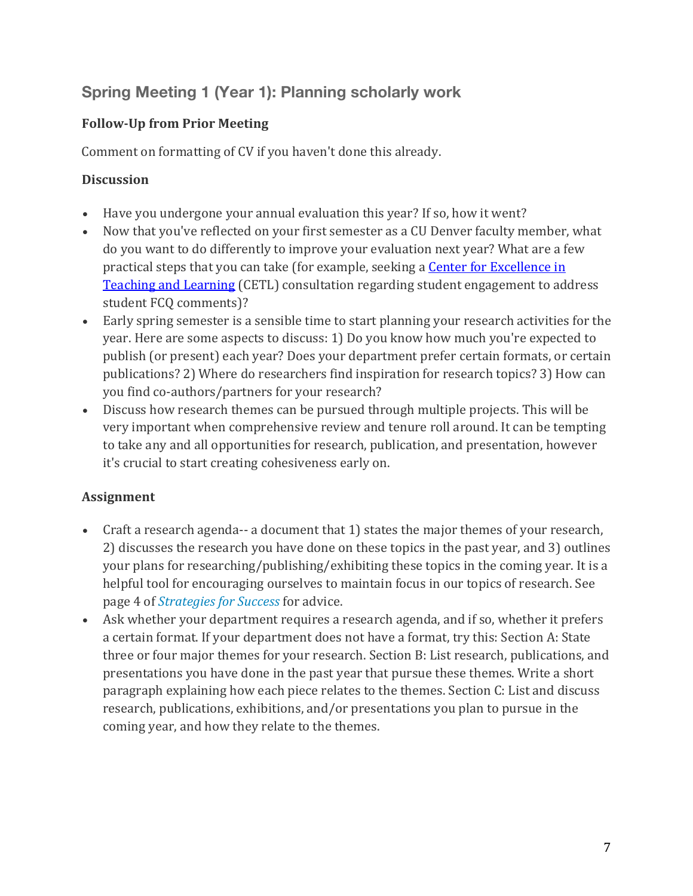## Spring Meeting 1 (Year 1): Planning scholarly work

### Follow-Up from Prior Meeting

Comment on formatting of CV if you haven't done this already.

### Discussion

- Have you undergone your annual evaluation this year? If so, how it went?
- Now that you've reflected on your first semester as a CU Denver faculty member, what do you want to do differently to improve your evaluation next year? What are a few practical steps that you can take (for example, seeking a Center for Excellence in Teaching and Learning (CETL) consultation regarding student engagement to address student FCQ comments)?
- Early spring semester is a sensible time to start planning your research activities for the year. Here are some aspects to discuss: 1) Do you know how much you're expected to publish (or present) each year? Does your department prefer certain formats, or certain publications? 2) Where do researchers find inspiration for research topics? 3) How can you find co-authors/partners for your research?
- Discuss how research themes can be pursued through multiple projects. This will be very important when comprehensive review and tenure roll around. It can be tempting to take any and all opportunities for research, publication, and presentation, however it's crucial to start creating cohesiveness early on.

### Assignment

- Craft a research agenda-- a document that 1) states the major themes of your research, 2) discusses the research you have done on these topics in the past year, and 3) outlines your plans for researching/publishing/exhibiting these topics in the coming year. It is a helpful tool for encouraging ourselves to maintain focus in our topics of research. See page 4 of *Strategies for Success* for advice.
- Ask whether your department requires a research agenda, and if so, whether it prefers a certain format. If your department does not have a format, try this: Section A: State three or four major themes for your research. Section B: List research, publications, and presentations you have done in the past year that pursue these themes. Write a short paragraph explaining how each piece relates to the themes. Section C: List and discuss research, publications, exhibitions, and/or presentations you plan to pursue in the coming year, and how they relate to the themes.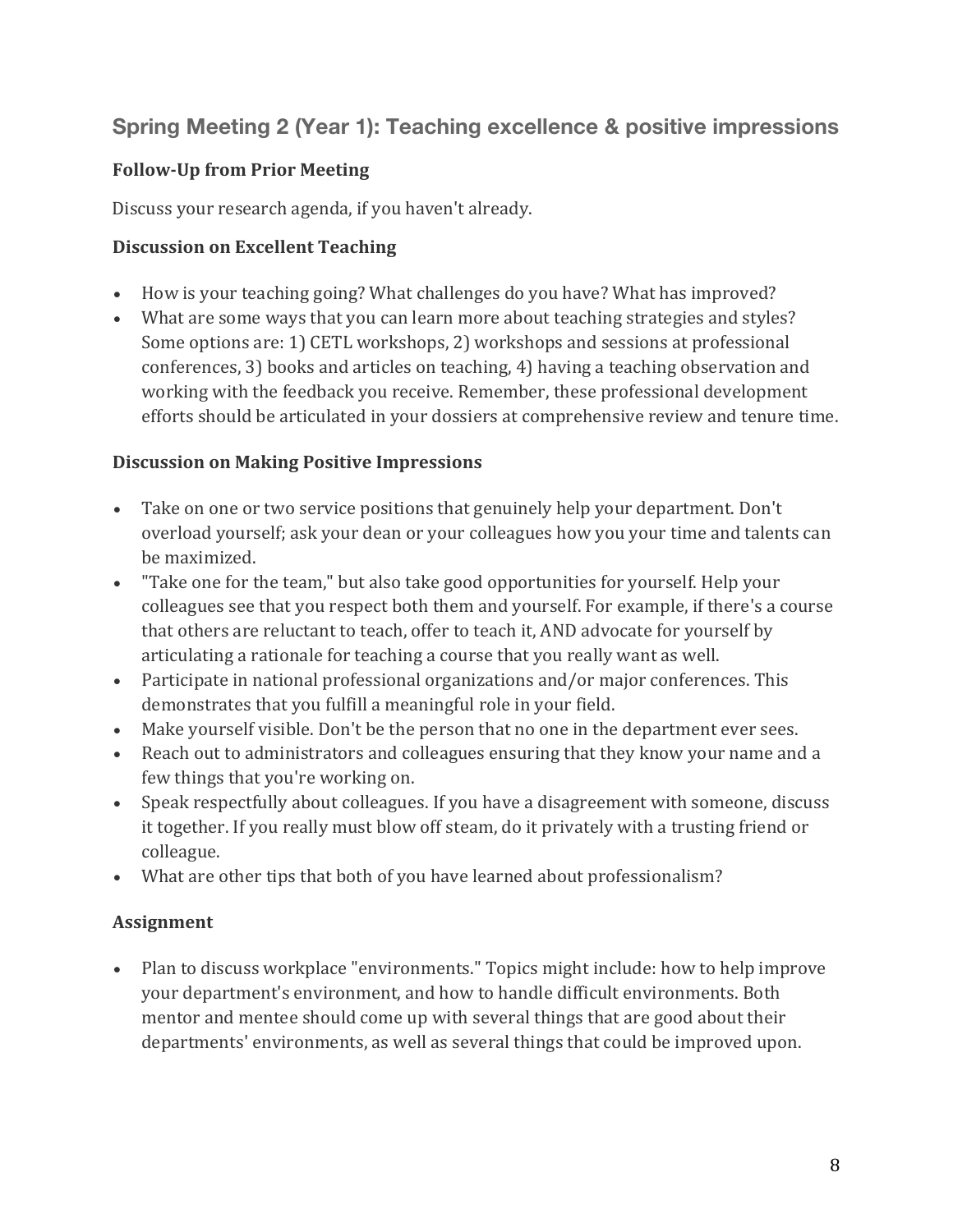## Spring Meeting 2 (Year 1): Teaching excellence & positive impressions

### Follow-Up from Prior Meeting

Discuss your research agenda, if you haven't already.

### Discussion on Excellent Teaching

- How is your teaching going? What challenges do you have? What has improved?
- What are some ways that you can learn more about teaching strategies and styles? Some options are: 1) CETL workshops, 2) workshops and sessions at professional conferences, 3) books and articles on teaching, 4) having a teaching observation and working with the feedback you receive. Remember, these professional development efforts should be articulated in your dossiers at comprehensive review and tenure time.

### Discussion on Making Positive Impressions

- Take on one or two service positions that genuinely help your department. Don't overload yourself; ask your dean or your colleagues how you your time and talents can be maximized.
- "Take one for the team," but also take good opportunities for yourself. Help your colleagues see that you respect both them and yourself. For example, if there's a course that others are reluctant to teach, offer to teach it, AND advocate for yourself by articulating a rationale for teaching a course that you really want as well.
- Participate in national professional organizations and/or major conferences. This demonstrates that you fulfill a meaningful role in your field.
- Make yourself visible. Don't be the person that no one in the department ever sees.
- Reach out to administrators and colleagues ensuring that they know your name and a few things that you're working on.
- Speak respectfully about colleagues. If you have a disagreement with someone, discuss it together. If you really must blow off steam, do it privately with a trusting friend or colleague.
- What are other tips that both of you have learned about professionalism?

### Assignment

- Plan to discuss workplace "environments." Topics might include: how to help improve your department's environment, and how to handle difficult environments. Both mentor and mentee should come up with several things that are good about their departments' environments, as well as several things that could be improved upon.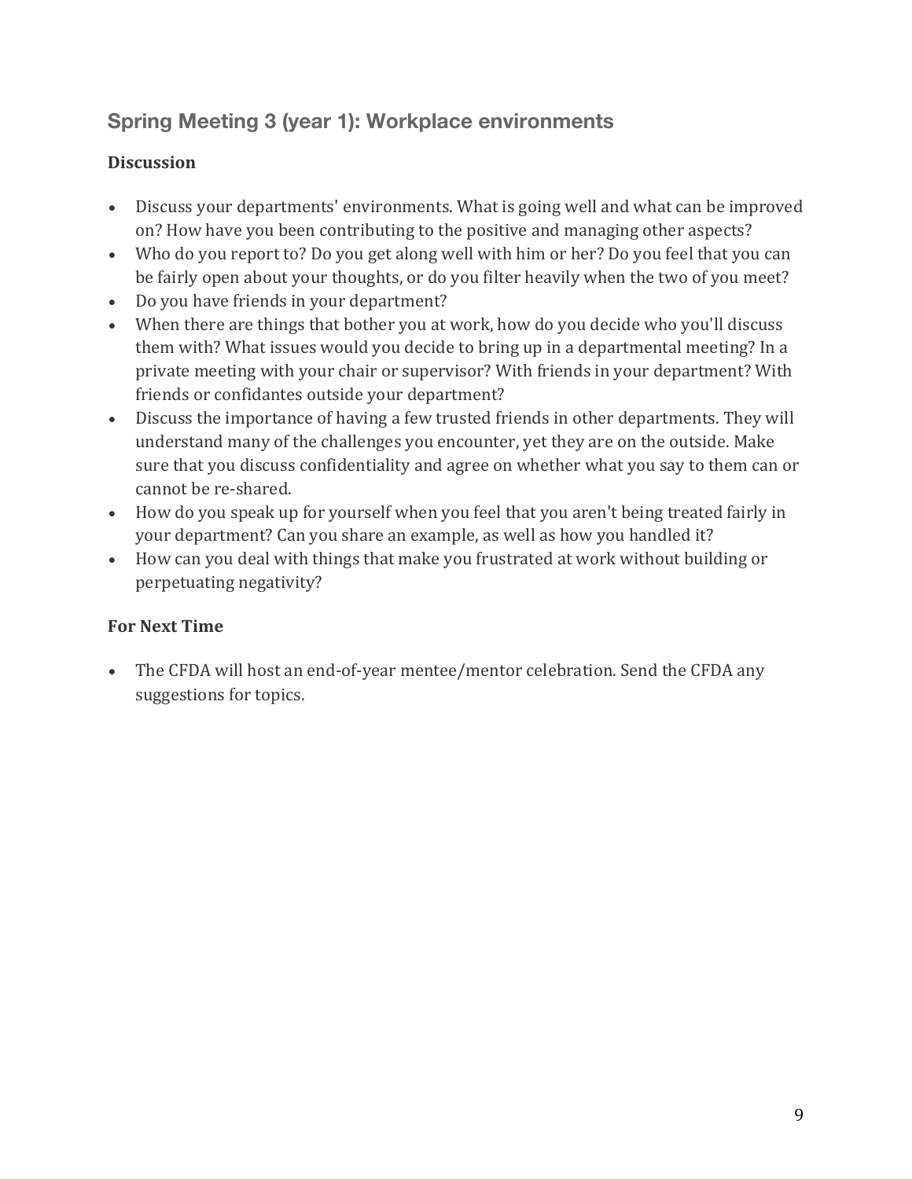## Spring Meeting 3 (year 1): Workplace environments

### Discussion

- Discuss your departments' environments. What is going well and what can be improved on? How have you been contributing to the positive and managing other aspects?
- Who do you report to? Do you get along well with him or her? Do you feel that you can be fairly open about your thoughts, or do you filter heavily when the two of you meet?
- Do you have friends in your department?
- When there are things that bother you at work, how do you decide who you'll discuss them with? What issues would you decide to bring up in a departmental meeting? In a private meeting with your chair or supervisor? With friends in your department? With friends or confidantes outside your department?
- Discuss the importance of having a few trusted friends in other departments. They will understand many of the challenges you encounter, yet they are on the outside. Make sure that you discuss confidentiality and agree on whether what you say to them can or cannot be re-shared.
- How do you speak up for yourself when you feel that you aren't being treated fairly in your department? Can you share an example, as well as how you handled it?
- How can you deal with things that make you frustrated at work without building or perpetuating negativity?

### For Next Time

- The CFDA will host an end-of-year mentee/mentor celebration. Send the CFDA any suggestions for topics.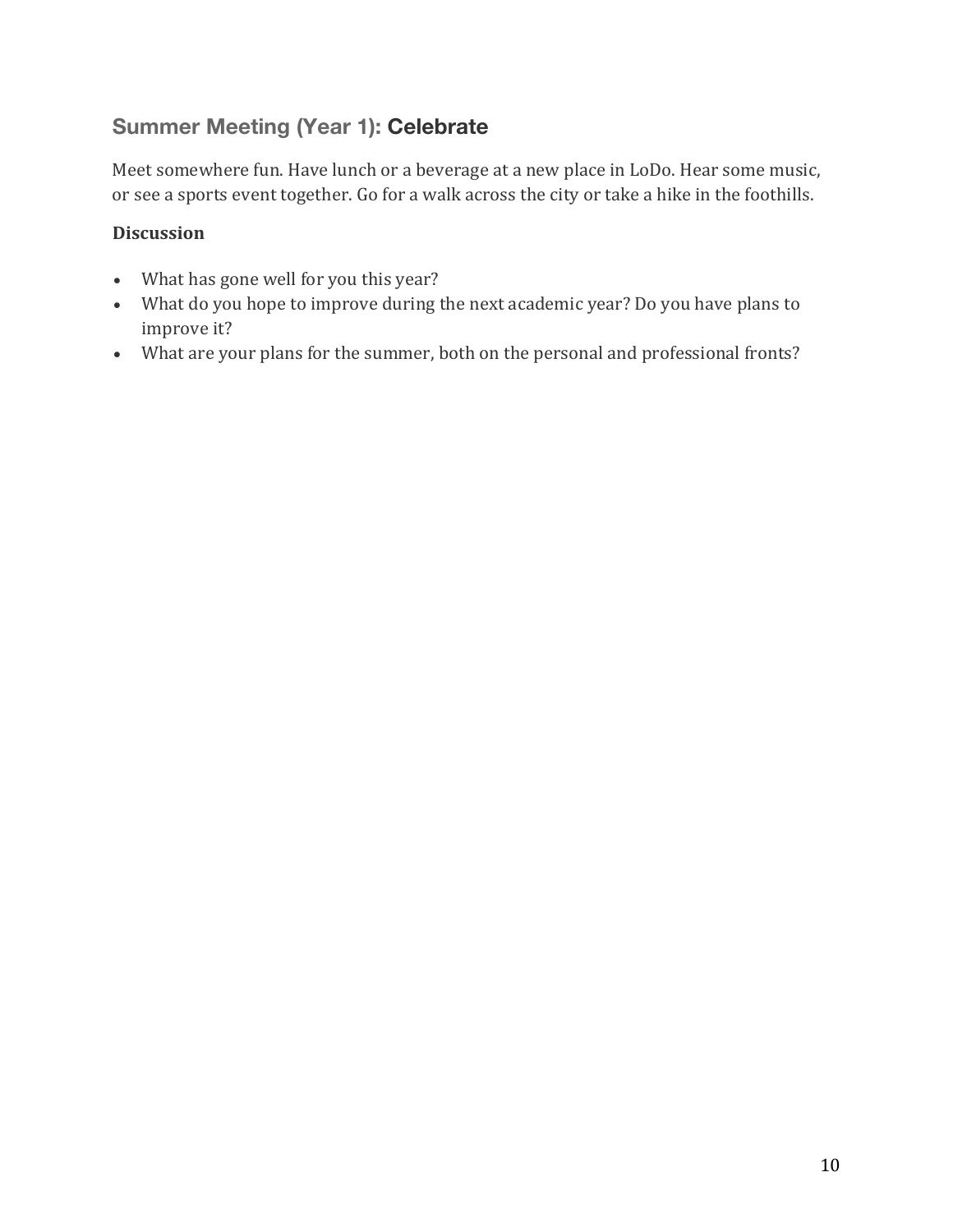## Summer Meeting (Year 1): **Celebrate**

Meet somewhere fun. Have lunch or a beverage at a new place in LoDo. Hear some music, or see a sports event together. Go for a walk across the city or take a hike in the foothills.

**Discussion**

- What has gone well for you this year?
- What do you hope to improve during the next academic year? Do you have plans to improve it?
- What are your plans for the summer, both on the personal and professional fronts?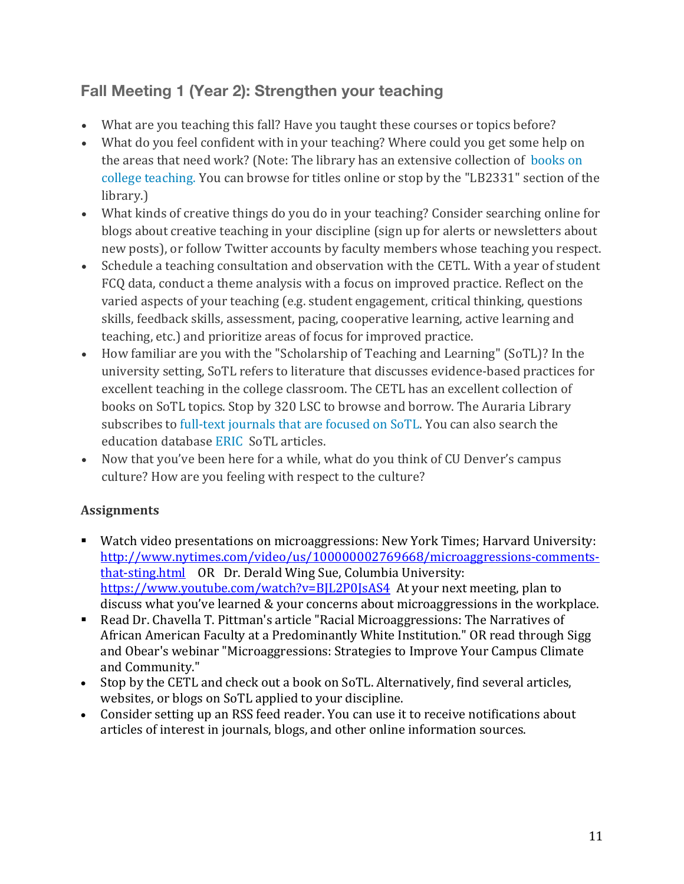## Fall Meeting 1 (Year 2): Strengthen your teaching

- What are you teaching this fall? Have you taught these courses or topics before?
- What do you feel confident with in your teaching? Where could you get some help on the areas that need work? (Note: The library has an extensive collection of books on college teaching. You can browse for titles online or stop by the "LB2331" section of the library.)
- What kinds of creative things do you do in your teaching? Consider searching online for blogs about creative teaching in your discipline (sign up for alerts or newsletters about new posts), or follow Twitter accounts by faculty members whose teaching you respect.
- Schedule a teaching consultation and observation with the CETL. With a year of student FCQ data, conduct a theme analysis with a focus on improved practice. Reflect on the varied aspects of your teaching (e.g. student engagement, critical thinking, questions skills, feedback skills, assessment, pacing, cooperative learning, active learning and teaching, etc.) and prioritize areas of focus for improved practice.
- How familiar are you with the "Scholarship of Teaching and Learning" (SoTL)? In the university setting, SoTL refers to literature that discusses evidence-based practices for excellent teaching in the college classroom. The CETL has an excellent collection of books on SoTL topics. Stop by 320 LSC to browse and borrow. The Auraria Library subscribes to full-text journals that are focused on SoTL. You can also search the education database ERIC SoTL articles.
- Now that you've been here for a while, what do you think of CU Denver's campus culture? How are you feeling with respect to the culture?

### Assignments

- Watch video presentations on microaggressions: New York Times; Harvard University: http://www.nytimes.com/video/us/100000002769668/microaggressions-comments-that-sting.html OR Dr. Derald Wing Sue, Columbia University: https://www.youtube.com/watch?v=BJL2P0JsAS4 At your next meeting, plan to discuss what you've learned & your concerns about microaggressions in the workplace.
- Read Dr. Chavella T. Pittman's article "Racial Microaggressions: The Narratives of African American Faculty at a Predominantly White Institution." OR read through Sigg and Obear's webinar "Microaggressions: Strategies to Improve Your Campus Climate and Community."
- Stop by the CETL and check out a book on SoTL. Alternatively, find several articles, websites, or blogs on SoTL applied to your discipline.
- Consider setting up an RSS feed reader. You can use it to receive notifications about articles of interest in journals, blogs, and other online information sources.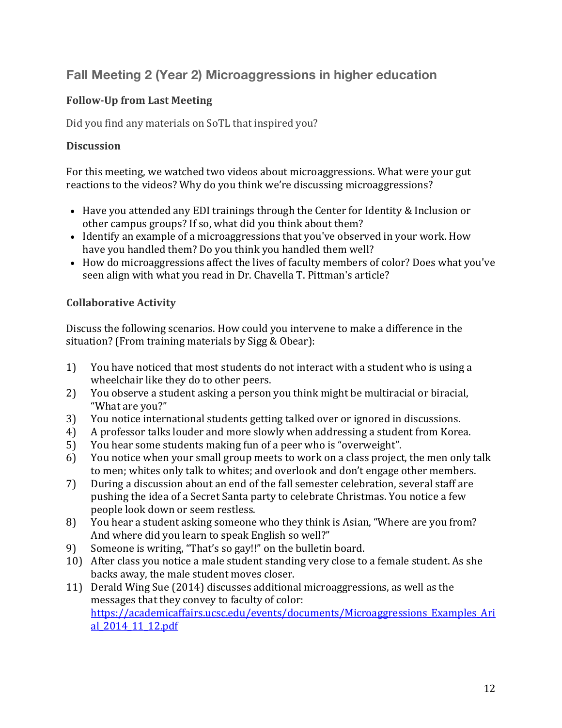## Fall Meeting 2 (Year 2) Microaggressions in higher education

### Follow-Up from Last Meeting

Did you find any materials on SoTL that inspired you?

### Discussion

For this meeting, we watched two videos about microaggressions. What were your gut reactions to the videos? Why do you think we're discussing microaggressions?

- Have you attended any EDI trainings through the Center for Identity & Inclusion or other campus groups? If so, what did you think about them?
- Identify an example of a microaggressions that you've observed in your work. How have you handled them? Do you think you handled them well?
- How do microaggressions affect the lives of faculty members of color? Does what you've seen align with what you read in Dr. Chavella T. Pittman's article?

### Collaborative Activity

Discuss the following scenarios. How could you intervene to make a difference in the situation? (From training materials by Sigg & Obear):

1) You have noticed that most students do not interact with a student who is using a wheelchair like they do to other peers.
2) You observe a student asking a person you think might be multiracial or biracial, "What are you?"
3) You notice international students getting talked over or ignored in discussions.
4) A professor talks louder and more slowly when addressing a student from Korea.
5) You hear some students making fun of a peer who is "overweight".
6) You notice when your small group meets to work on a class project, the men only talk to men; whites only talk to whites; and overlook and don't engage other members.
7) During a discussion about an end of the fall semester celebration, several staff are pushing the idea of a Secret Santa party to celebrate Christmas. You notice a few people look down or seem restless.
8) You hear a student asking someone who they think is Asian, "Where are you from? And where did you learn to speak English so well?"
9) Someone is writing, "That's so gay!!" on the bulletin board.
10) After class you notice a male student standing very close to a female student. As she backs away, the male student moves closer.
11) Derald Wing Sue (2014) discusses additional microaggressions, as well as the messages that they convey to faculty of color: https://academicaffairs.ucsc.edu/events/documents/Microaggressions_Examples_Arial_2014_11_12.pdf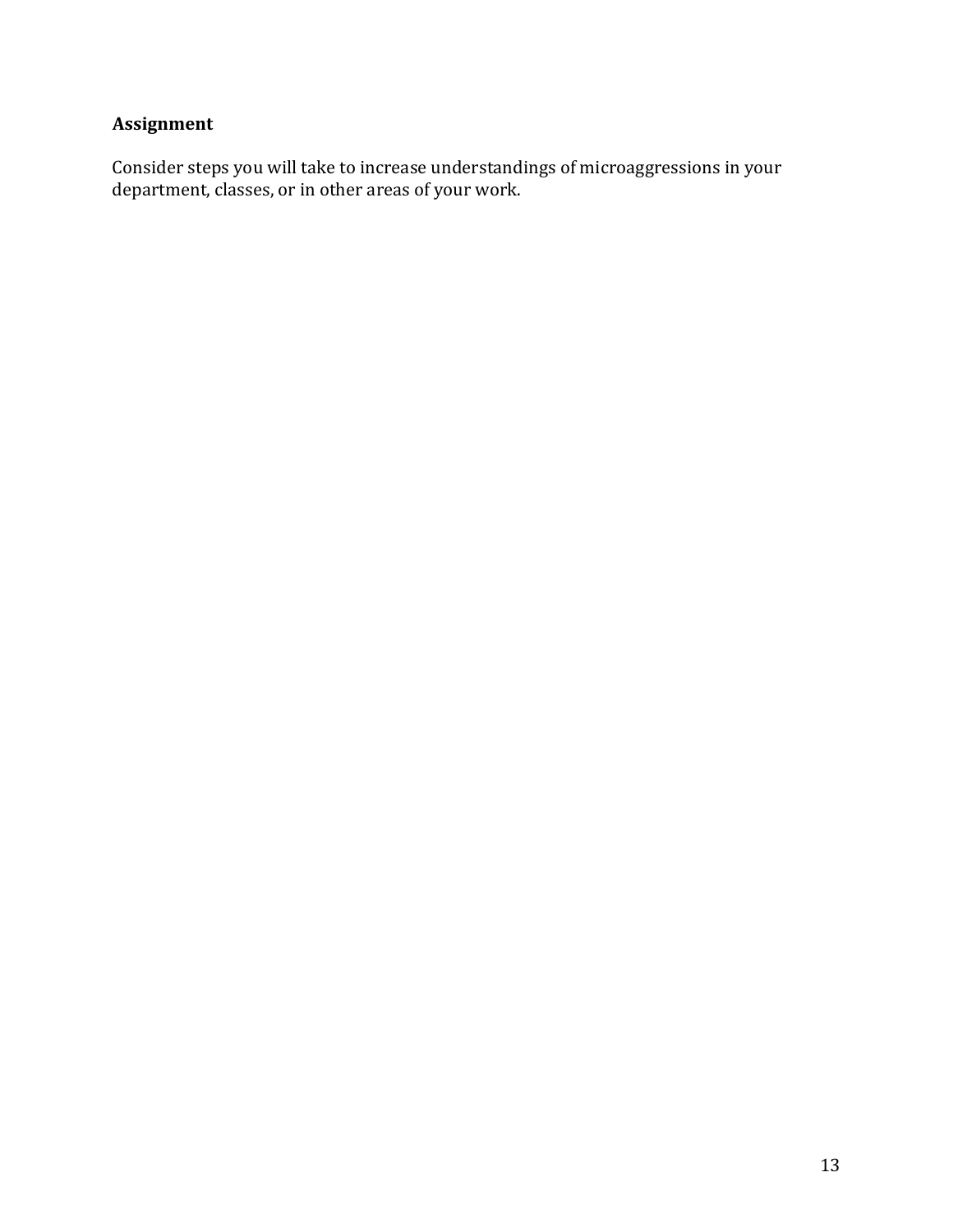**Assignment**

Consider steps you will take to increase understandings of microaggressions in your department, classes, or in other areas of your work.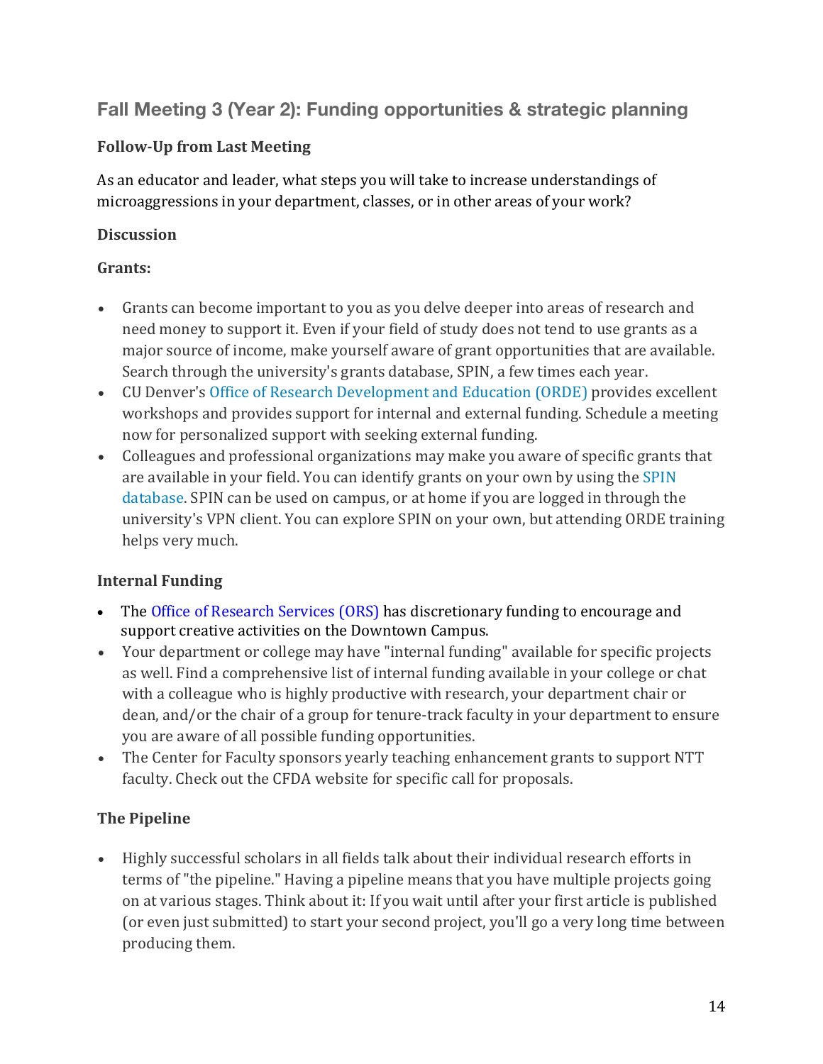## Fall Meeting 3 (Year 2): Funding opportunities & strategic planning

**Follow-Up from Last Meeting**

As an educator and leader, what steps you will take to increase understandings of microaggressions in your department, classes, or in other areas of your work?

**Discussion**

**Grants:**

- Grants can become important to you as you delve deeper into areas of research and need money to support it. Even if your field of study does not tend to use grants as a major source of income, make yourself aware of grant opportunities that are available. Search through the university's grants database, SPIN, a few times each year.
- CU Denver's Office of Research Development and Education (ORDE) provides excellent workshops and provides support for internal and external funding. Schedule a meeting now for personalized support with seeking external funding.
- Colleagues and professional organizations may make you aware of specific grants that are available in your field. You can identify grants on your own by using the SPIN database. SPIN can be used on campus, or at home if you are logged in through the university's VPN client. You can explore SPIN on your own, but attending ORDE training helps very much.

**Internal Funding**

- The Office of Research Services (ORS) has discretionary funding to encourage and support creative activities on the Downtown Campus.
- Your department or college may have "internal funding" available for specific projects as well. Find a comprehensive list of internal funding available in your college or chat with a colleague who is highly productive with research, your department chair or dean, and/or the chair of a group for tenure-track faculty in your department to ensure you are aware of all possible funding opportunities.
- The Center for Faculty sponsors yearly teaching enhancement grants to support NTT faculty. Check out the CFDA website for specific call for proposals.

**The Pipeline**

- Highly successful scholars in all fields talk about their individual research efforts in terms of "the pipeline." Having a pipeline means that you have multiple projects going on at various stages. Think about it: If you wait until after your first article is published (or even just submitted) to start your second project, you'll go a very long time between producing them.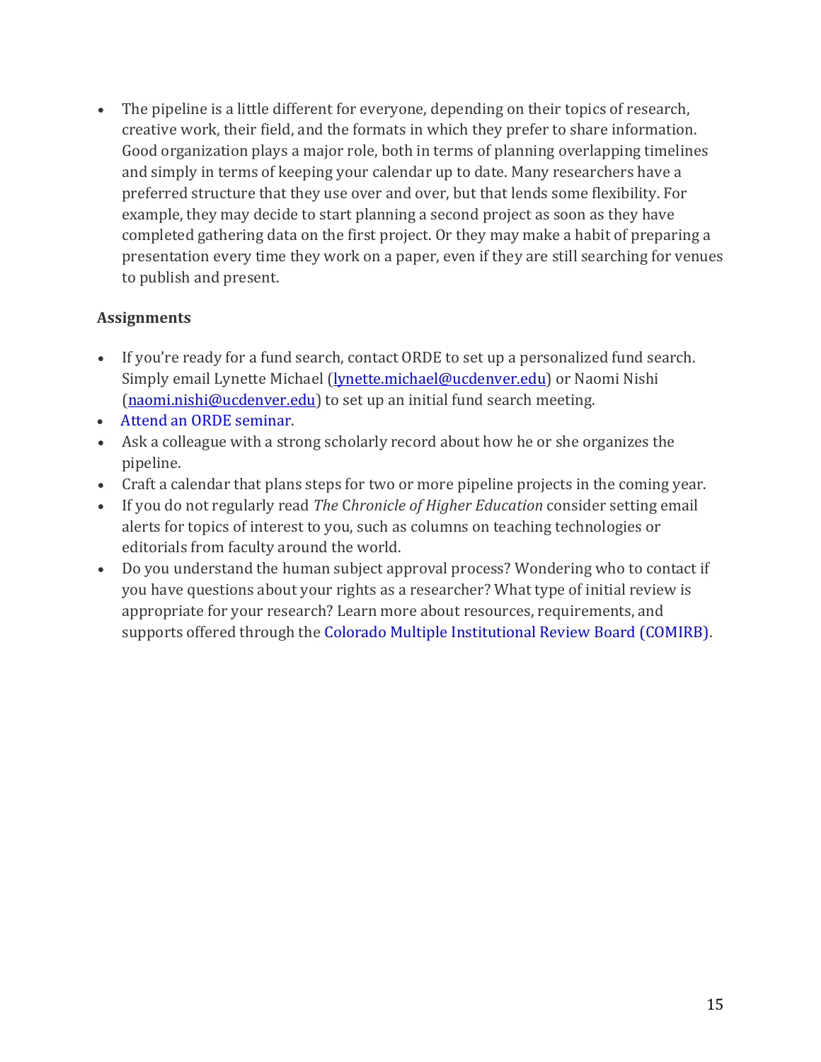- The pipeline is a little different for everyone, depending on their topics of research, creative work, their field, and the formats in which they prefer to share information. Good organization plays a major role, both in terms of planning overlapping timelines and simply in terms of keeping your calendar up to date. Many researchers have a preferred structure that they use over and over, but that lends some flexibility. For example, they may decide to start planning a second project as soon as they have completed gathering data on the first project. Or they may make a habit of preparing a presentation every time they work on a paper, even if they are still searching for venues to publish and present.

**Assignments**

- If you're ready for a fund search, contact ORDE to set up a personalized fund search. Simply email Lynette Michael (lynette.michael@ucdenver.edu) or Naomi Nishi (naomi.nishi@ucdenver.edu) to set up an initial fund search meeting.
- Attend an ORDE seminar.
- Ask a colleague with a strong scholarly record about how he or she organizes the pipeline.
- Craft a calendar that plans steps for two or more pipeline projects in the coming year.
- If you do not regularly read *The Chronicle of Higher Education* consider setting email alerts for topics of interest to you, such as columns on teaching technologies or editorials from faculty around the world.
- Do you understand the human subject approval process? Wondering who to contact if you have questions about your rights as a researcher? What type of initial review is appropriate for your research? Learn more about resources, requirements, and supports offered through the Colorado Multiple Institutional Review Board (COMIRB).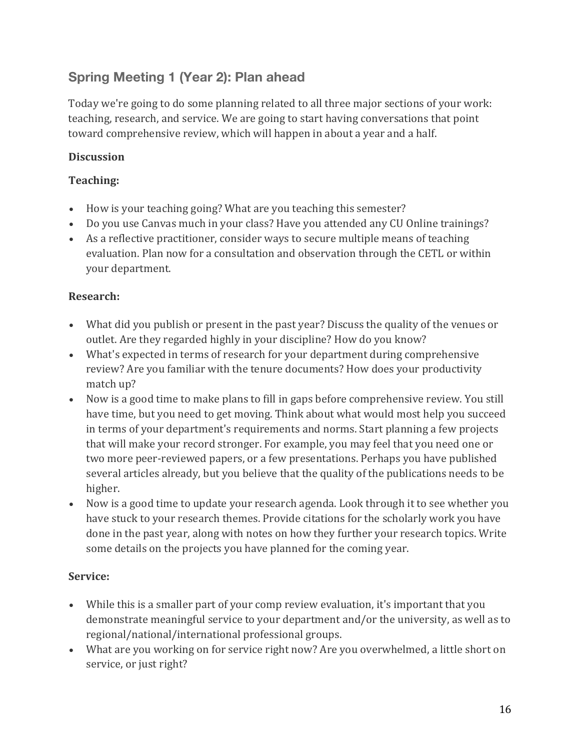## Spring Meeting 1 (Year 2): Plan ahead

Today we're going to do some planning related to all three major sections of your work: teaching, research, and service. We are going to start having conversations that point toward comprehensive review, which will happen in about a year and a half.

**Discussion**

**Teaching:**

- How is your teaching going? What are you teaching this semester?
- Do you use Canvas much in your class? Have you attended any CU Online trainings?
- As a reflective practitioner, consider ways to secure multiple means of teaching evaluation. Plan now for a consultation and observation through the CETL or within your department.

**Research:**

- What did you publish or present in the past year? Discuss the quality of the venues or outlet. Are they regarded highly in your discipline? How do you know?
- What's expected in terms of research for your department during comprehensive review? Are you familiar with the tenure documents? How does your productivity match up?
- Now is a good time to make plans to fill in gaps before comprehensive review. You still have time, but you need to get moving. Think about what would most help you succeed in terms of your department's requirements and norms. Start planning a few projects that will make your record stronger. For example, you may feel that you need one or two more peer-reviewed papers, or a few presentations. Perhaps you have published several articles already, but you believe that the quality of the publications needs to be higher.
- Now is a good time to update your research agenda. Look through it to see whether you have stuck to your research themes. Provide citations for the scholarly work you have done in the past year, along with notes on how they further your research topics. Write some details on the projects you have planned for the coming year.

**Service:**

- While this is a smaller part of your comp review evaluation, it's important that you demonstrate meaningful service to your department and/or the university, as well as to regional/national/international professional groups.
- What are you working on for service right now? Are you overwhelmed, a little short on service, or just right?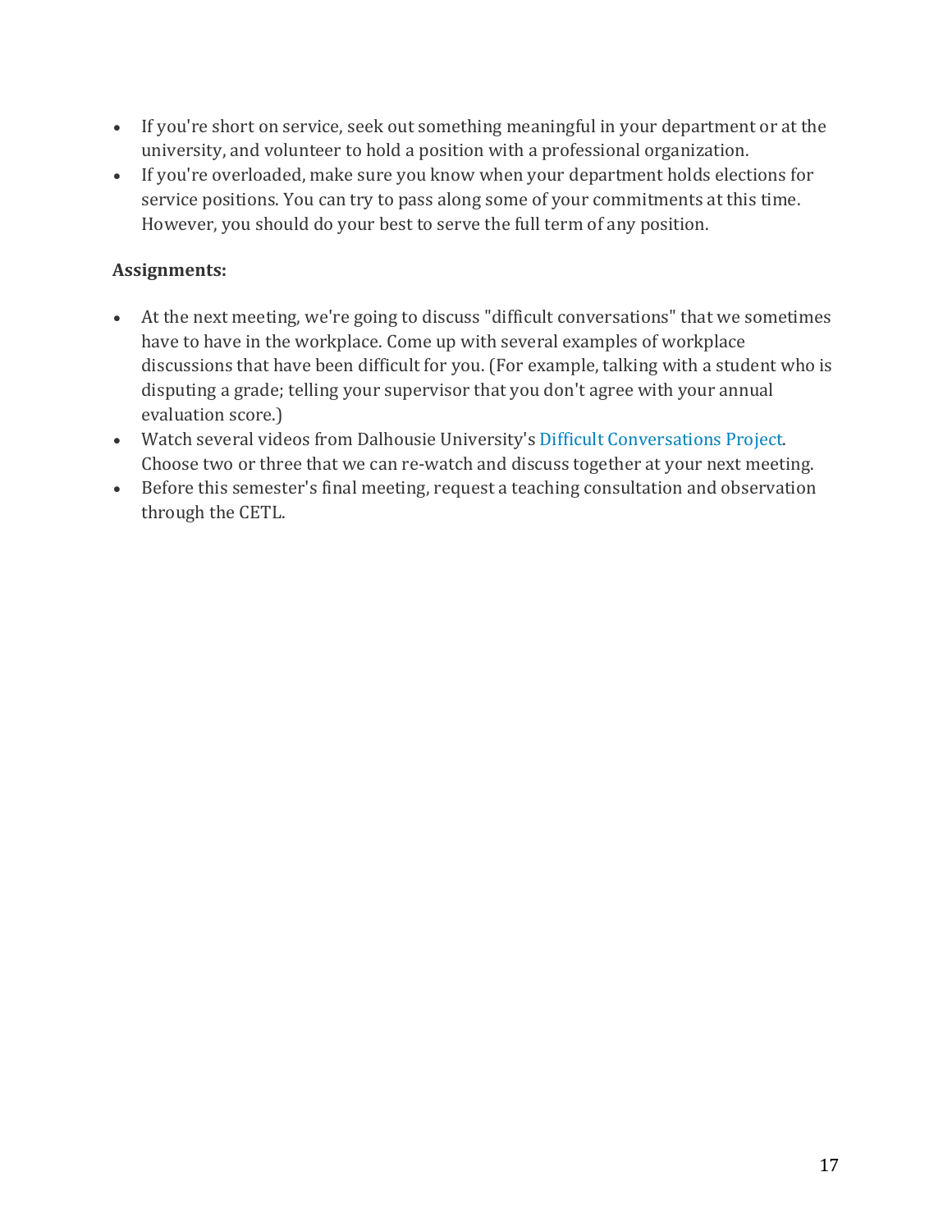- If you're short on service, seek out something meaningful in your department or at the university, and volunteer to hold a position with a professional organization.
- If you're overloaded, make sure you know when your department holds elections for service positions. You can try to pass along some of your commitments at this time. However, you should do your best to serve the full term of any position.

**Assignments:**

- At the next meeting, we're going to discuss "difficult conversations" that we sometimes have to have in the workplace. Come up with several examples of workplace discussions that have been difficult for you. (For example, talking with a student who is disputing a grade; telling your supervisor that you don't agree with your annual evaluation score.)
- Watch several videos from Dalhousie University's Difficult Conversations Project. Choose two or three that we can re-watch and discuss together at your next meeting.
- Before this semester's final meeting, request a teaching consultation and observation through the CETL.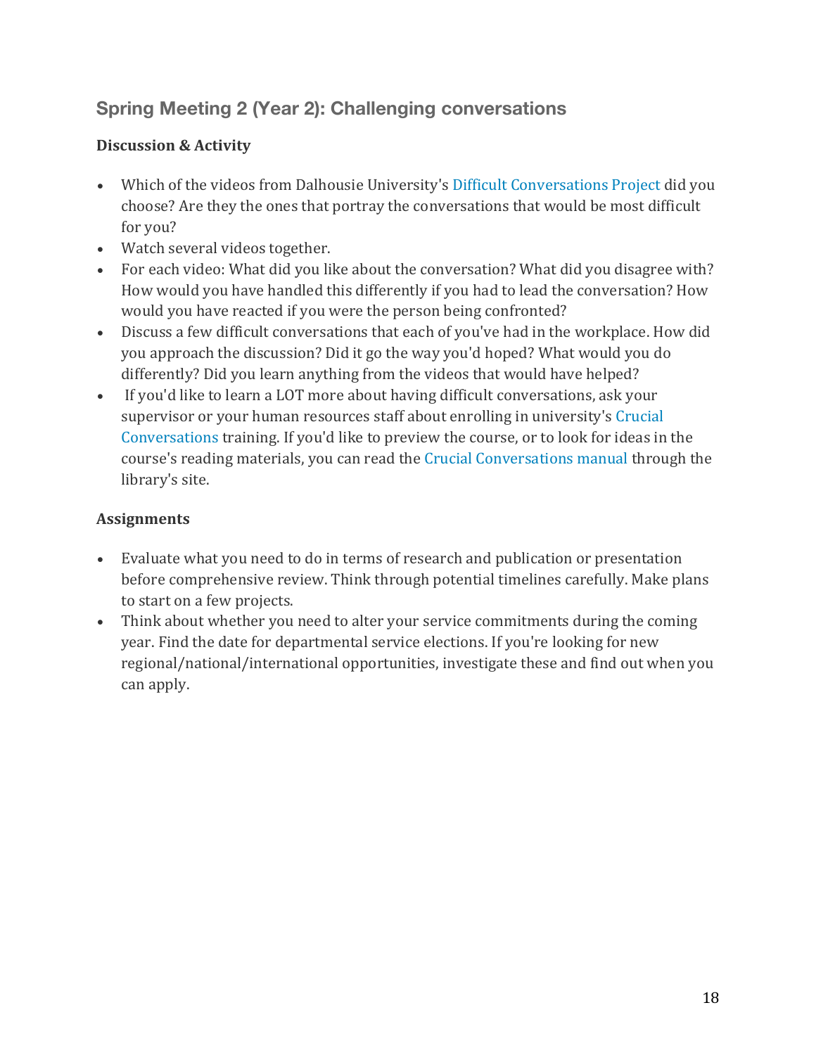## Spring Meeting 2 (Year 2): Challenging conversations

**Discussion & Activity**

- Which of the videos from Dalhousie University's Difficult Conversations Project did you choose? Are they the ones that portray the conversations that would be most difficult for you?
- Watch several videos together.
- For each video: What did you like about the conversation? What did you disagree with? How would you have handled this differently if you had to lead the conversation? How would you have reacted if you were the person being confronted?
- Discuss a few difficult conversations that each of you've had in the workplace. How did you approach the discussion? Did it go the way you'd hoped? What would you do differently? Did you learn anything from the videos that would have helped?
- If you'd like to learn a LOT more about having difficult conversations, ask your supervisor or your human resources staff about enrolling in university's Crucial Conversations training. If you'd like to preview the course, or to look for ideas in the course's reading materials, you can read the Crucial Conversations manual through the library's site.

**Assignments**

- Evaluate what you need to do in terms of research and publication or presentation before comprehensive review. Think through potential timelines carefully. Make plans to start on a few projects.
- Think about whether you need to alter your service commitments during the coming year. Find the date for departmental service elections. If you're looking for new regional/national/international opportunities, investigate these and find out when you can apply.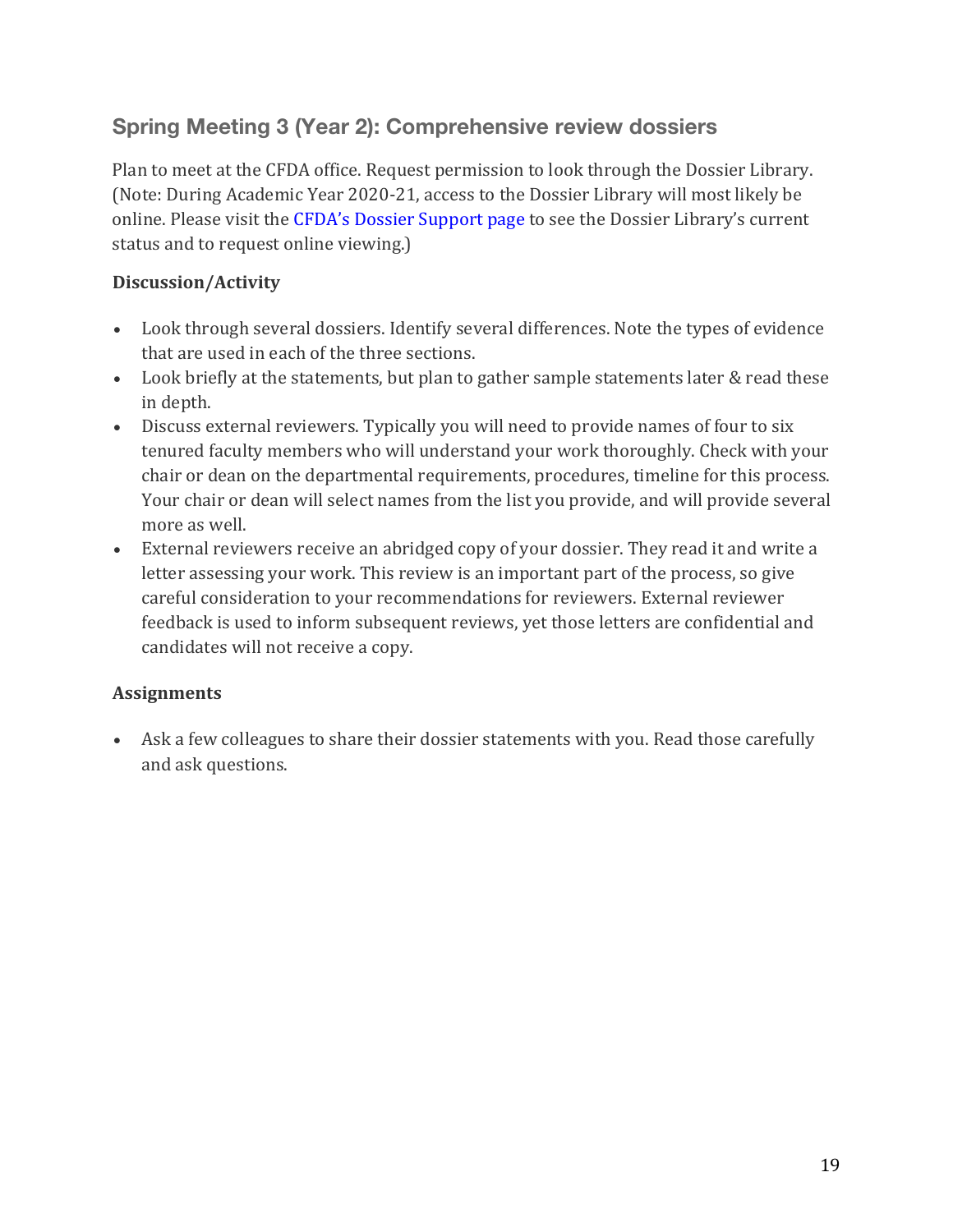## Spring Meeting 3 (Year 2): Comprehensive review dossiers

Plan to meet at the CFDA office. Request permission to look through the Dossier Library. (Note: During Academic Year 2020-21, access to the Dossier Library will most likely be online. Please visit the CFDA's Dossier Support page to see the Dossier Library's current status and to request online viewing.)

### Discussion/Activity

- Look through several dossiers. Identify several differences. Note the types of evidence that are used in each of the three sections.
- Look briefly at the statements, but plan to gather sample statements later & read these in depth.
- Discuss external reviewers. Typically you will need to provide names of four to six tenured faculty members who will understand your work thoroughly. Check with your chair or dean on the departmental requirements, procedures, timeline for this process. Your chair or dean will select names from the list you provide, and will provide several more as well.
- External reviewers receive an abridged copy of your dossier. They read it and write a letter assessing your work. This review is an important part of the process, so give careful consideration to your recommendations for reviewers. External reviewer feedback is used to inform subsequent reviews, yet those letters are confidential and candidates will not receive a copy.

### Assignments

- Ask a few colleagues to share their dossier statements with you. Read those carefully and ask questions.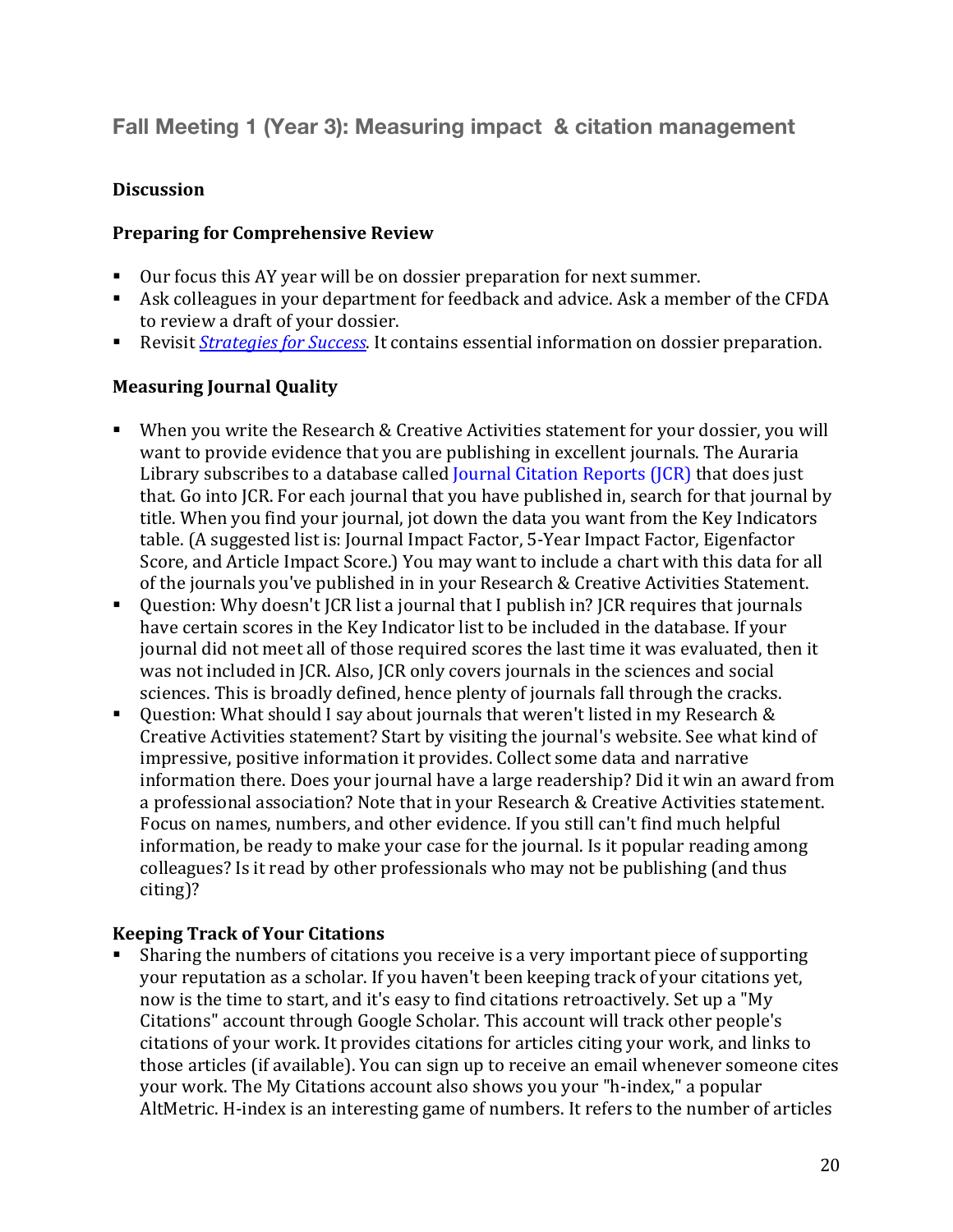## Fall Meeting 1 (Year 3): Measuring impact & citation management

### Discussion

### Preparing for Comprehensive Review

- Our focus this AY year will be on dossier preparation for next summer.
- Ask colleagues in your department for feedback and advice. Ask a member of the CFDA to review a draft of your dossier.
- Revisit *Strategies for Success*. It contains essential information on dossier preparation.

### Measuring Journal Quality

- When you write the Research & Creative Activities statement for your dossier, you will want to provide evidence that you are publishing in excellent journals. The Auraria Library subscribes to a database called Journal Citation Reports (JCR) that does just that. Go into JCR. For each journal that you have published in, search for that journal by title. When you find your journal, jot down the data you want from the Key Indicators table. (A suggested list is: Journal Impact Factor, 5-Year Impact Factor, Eigenfactor Score, and Article Impact Score.) You may want to include a chart with this data for all of the journals you've published in in your Research & Creative Activities Statement.
- Question: Why doesn't JCR list a journal that I publish in? JCR requires that journals have certain scores in the Key Indicator list to be included in the database. If your journal did not meet all of those required scores the last time it was evaluated, then it was not included in JCR. Also, JCR only covers journals in the sciences and social sciences. This is broadly defined, hence plenty of journals fall through the cracks.
- Question: What should I say about journals that weren't listed in my Research & Creative Activities statement? Start by visiting the journal's website. See what kind of impressive, positive information it provides. Collect some data and narrative information there. Does your journal have a large readership? Did it win an award from a professional association? Note that in your Research & Creative Activities statement. Focus on names, numbers, and other evidence. If you still can't find much helpful information, be ready to make your case for the journal. Is it popular reading among colleagues? Is it read by other professionals who may not be publishing (and thus citing)?

### Keeping Track of Your Citations

- Sharing the numbers of citations you receive is a very important piece of supporting your reputation as a scholar. If you haven't been keeping track of your citations yet, now is the time to start, and it's easy to find citations retroactively. Set up a "My Citations" account through Google Scholar. This account will track other people's citations of your work. It provides citations for articles citing your work, and links to those articles (if available). You can sign up to receive an email whenever someone cites your work. The My Citations account also shows you your "h-index," a popular AltMetric. H-index is an interesting game of numbers. It refers to the number of articles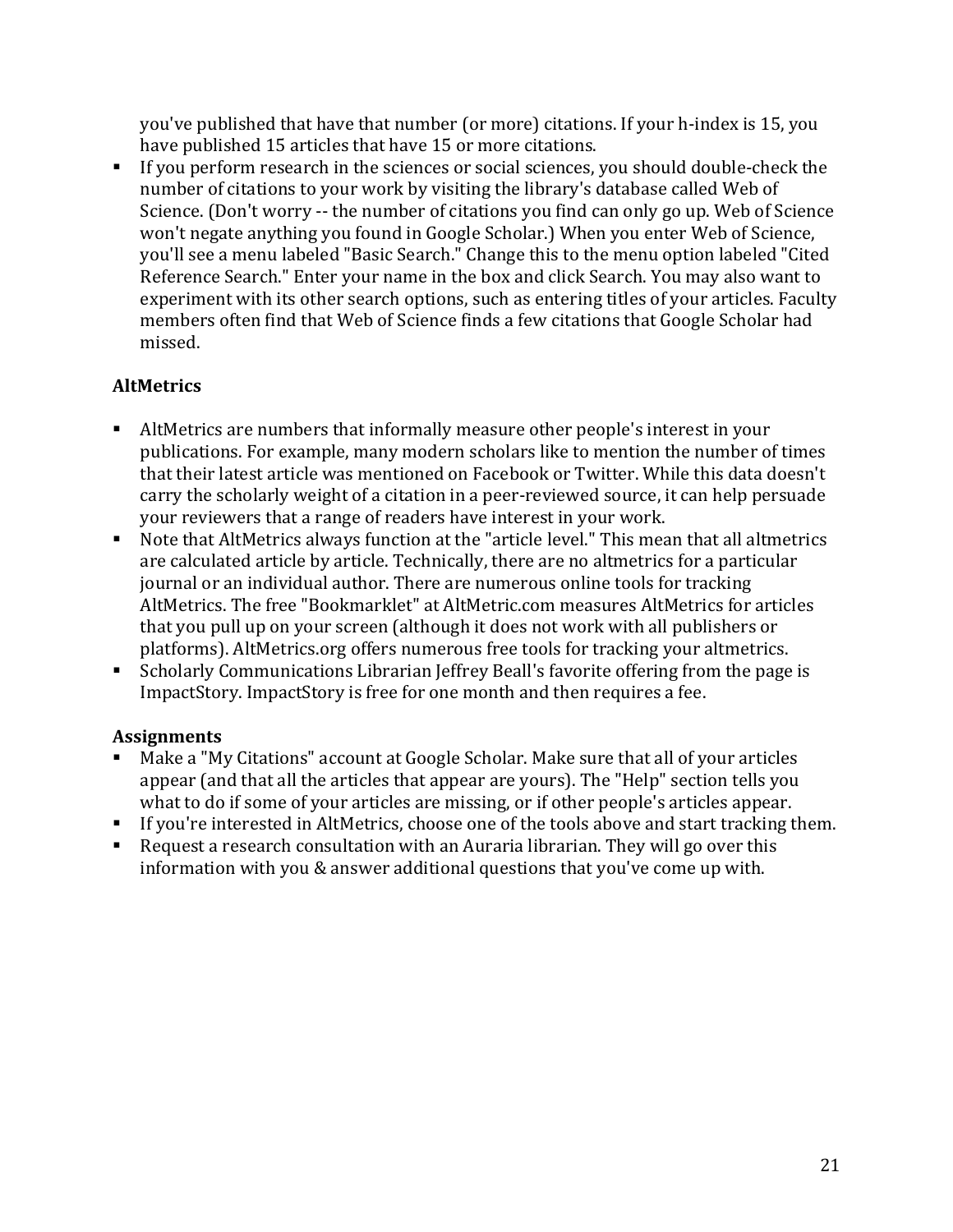you've published that have that number (or more) citations. If your h-index is 15, you have published 15 articles that have 15 or more citations.

- If you perform research in the sciences or social sciences, you should double-check the number of citations to your work by visiting the library's database called Web of Science. (Don't worry -- the number of citations you find can only go up. Web of Science won't negate anything you found in Google Scholar.) When you enter Web of Science, you'll see a menu labeled "Basic Search." Change this to the menu option labeled "Cited Reference Search." Enter your name in the box and click Search. You may also want to experiment with its other search options, such as entering titles of your articles. Faculty members often find that Web of Science finds a few citations that Google Scholar had missed.

**AltMetrics**

- AltMetrics are numbers that informally measure other people's interest in your publications. For example, many modern scholars like to mention the number of times that their latest article was mentioned on Facebook or Twitter. While this data doesn't carry the scholarly weight of a citation in a peer-reviewed source, it can help persuade your reviewers that a range of readers have interest in your work.
- Note that AltMetrics always function at the "article level." This mean that all altmetrics are calculated article by article. Technically, there are no altmetrics for a particular journal or an individual author. There are numerous online tools for tracking AltMetrics. The free "Bookmarklet" at AltMetric.com measures AltMetrics for articles that you pull up on your screen (although it does not work with all publishers or platforms). AltMetrics.org offers numerous free tools for tracking your altmetrics.
- Scholarly Communications Librarian Jeffrey Beall's favorite offering from the page is ImpactStory. ImpactStory is free for one month and then requires a fee.

**Assignments**

- Make a "My Citations" account at Google Scholar. Make sure that all of your articles appear (and that all the articles that appear are yours). The "Help" section tells you what to do if some of your articles are missing, or if other people's articles appear.
- If you're interested in AltMetrics, choose one of the tools above and start tracking them.
- Request a research consultation with an Auraria librarian. They will go over this information with you & answer additional questions that you've come up with.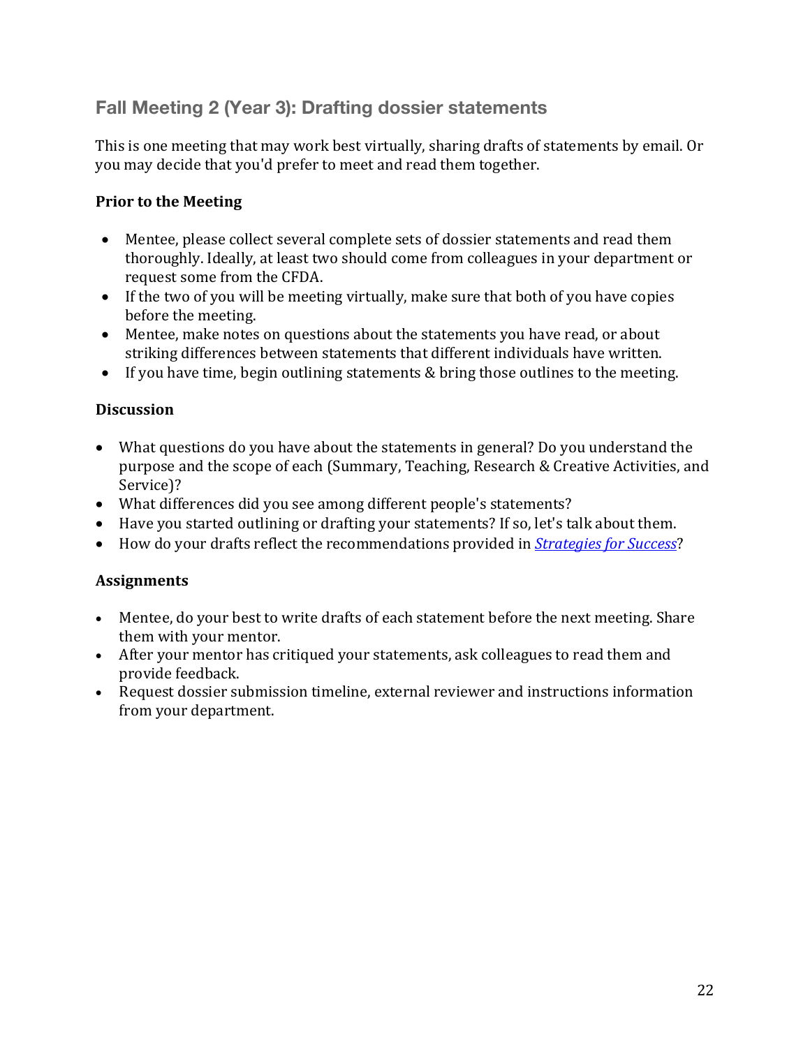## Fall Meeting 2 (Year 3): Drafting dossier statements

This is one meeting that may work best virtually, sharing drafts of statements by email. Or you may decide that you'd prefer to meet and read them together.

**Prior to the Meeting**

- Mentee, please collect several complete sets of dossier statements and read them thoroughly. Ideally, at least two should come from colleagues in your department or request some from the CFDA.
- If the two of you will be meeting virtually, make sure that both of you have copies before the meeting.
- Mentee, make notes on questions about the statements you have read, or about striking differences between statements that different individuals have written.
- If you have time, begin outlining statements & bring those outlines to the meeting.

**Discussion**

- What questions do you have about the statements in general? Do you understand the purpose and the scope of each (Summary, Teaching, Research & Creative Activities, and Service)?
- What differences did you see among different people's statements?
- Have you started outlining or drafting your statements? If so, let's talk about them.
- How do your drafts reflect the recommendations provided in *Strategies for Success*?

**Assignments**

- Mentee, do your best to write drafts of each statement before the next meeting. Share them with your mentor.
- After your mentor has critiqued your statements, ask colleagues to read them and provide feedback.
- Request dossier submission timeline, external reviewer and instructions information from your department.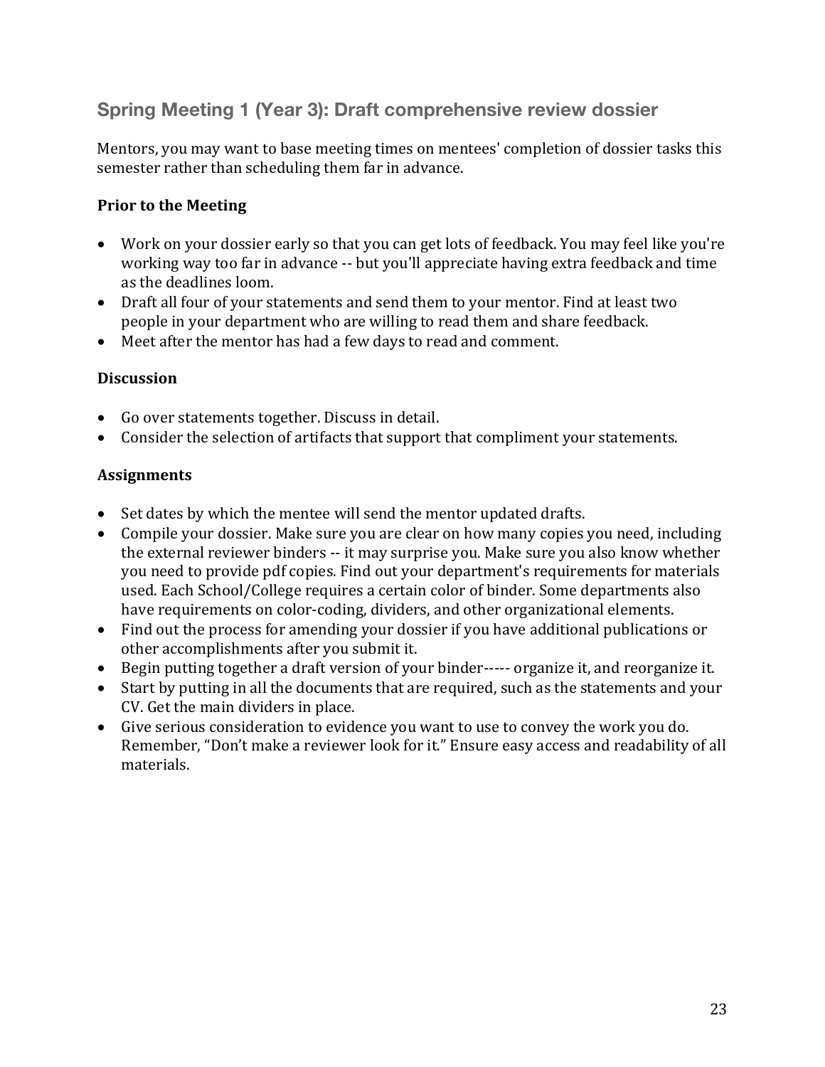## Spring Meeting 1 (Year 3): Draft comprehensive review dossier

Mentors, you may want to base meeting times on mentees' completion of dossier tasks this semester rather than scheduling them far in advance.

### Prior to the Meeting

- Work on your dossier early so that you can get lots of feedback. You may feel like you're working way too far in advance -- but you'll appreciate having extra feedback and time as the deadlines loom.
- Draft all four of your statements and send them to your mentor. Find at least two people in your department who are willing to read them and share feedback.
- Meet after the mentor has had a few days to read and comment.

### Discussion

- Go over statements together. Discuss in detail.
- Consider the selection of artifacts that support that compliment your statements.

### Assignments

- Set dates by which the mentee will send the mentor updated drafts.
- Compile your dossier. Make sure you are clear on how many copies you need, including the external reviewer binders -- it may surprise you. Make sure you also know whether you need to provide pdf copies. Find out your department's requirements for materials used. Each School/College requires a certain color of binder. Some departments also have requirements on color-coding, dividers, and other organizational elements.
- Find out the process for amending your dossier if you have additional publications or other accomplishments after you submit it.
- Begin putting together a draft version of your binder----- organize it, and reorganize it.
- Start by putting in all the documents that are required, such as the statements and your CV. Get the main dividers in place.
- Give serious consideration to evidence you want to use to convey the work you do. Remember, "Don't make a reviewer look for it." Ensure easy access and readability of all materials.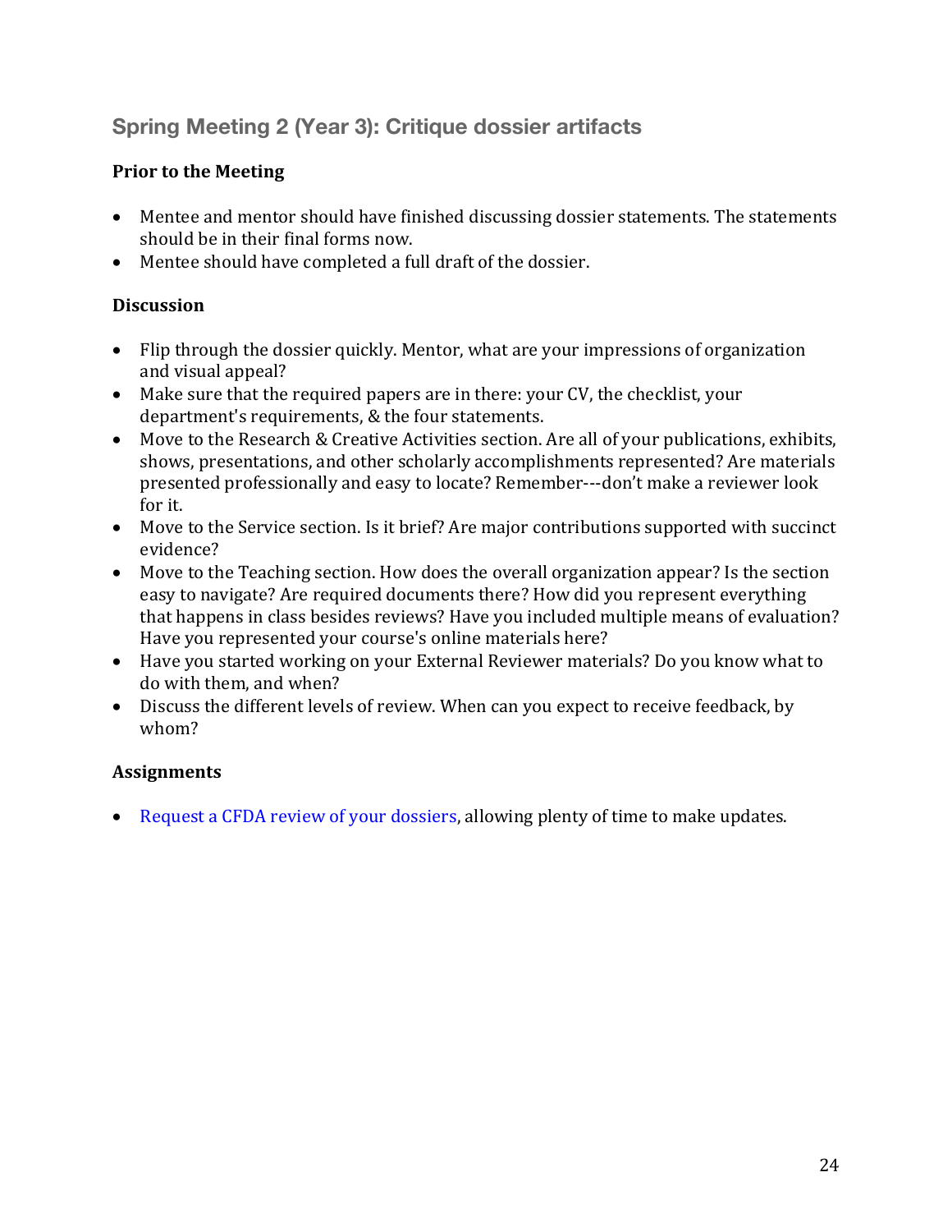## Spring Meeting 2 (Year 3): Critique dossier artifacts

**Prior to the Meeting**

- Mentee and mentor should have finished discussing dossier statements. The statements should be in their final forms now.
- Mentee should have completed a full draft of the dossier.

**Discussion**

- Flip through the dossier quickly. Mentor, what are your impressions of organization and visual appeal?
- Make sure that the required papers are in there: your CV, the checklist, your department's requirements, & the four statements.
- Move to the Research & Creative Activities section. Are all of your publications, exhibits, shows, presentations, and other scholarly accomplishments represented? Are materials presented professionally and easy to locate? Remember---don't make a reviewer look for it.
- Move to the Service section. Is it brief? Are major contributions supported with succinct evidence?
- Move to the Teaching section. How does the overall organization appear? Is the section easy to navigate? Are required documents there? How did you represent everything that happens in class besides reviews? Have you included multiple means of evaluation? Have you represented your course's online materials here?
- Have you started working on your External Reviewer materials? Do you know what to do with them, and when?
- Discuss the different levels of review. When can you expect to receive feedback, by whom?

**Assignments**

- Request a CFDA review of your dossiers, allowing plenty of time to make updates.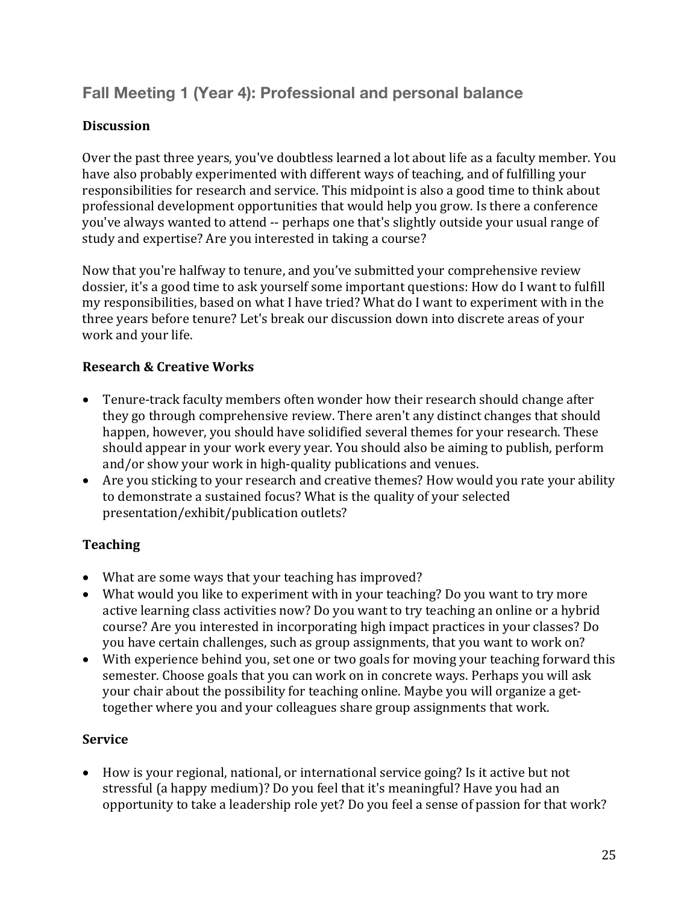## Fall Meeting 1 (Year 4): Professional and personal balance

**Discussion**

Over the past three years, you've doubtless learned a lot about life as a faculty member. You have also probably experimented with different ways of teaching, and of fulfilling your responsibilities for research and service. This midpoint is also a good time to think about professional development opportunities that would help you grow. Is there a conference you've always wanted to attend -- perhaps one that's slightly outside your usual range of study and expertise? Are you interested in taking a course?

Now that you're halfway to tenure, and you've submitted your comprehensive review dossier, it's a good time to ask yourself some important questions: How do I want to fulfill my responsibilities, based on what I have tried? What do I want to experiment with in the three years before tenure? Let's break our discussion down into discrete areas of your work and your life.

**Research & Creative Works**

- Tenure-track faculty members often wonder how their research should change after they go through comprehensive review. There aren't any distinct changes that should happen, however, you should have solidified several themes for your research. These should appear in your work every year. You should also be aiming to publish, perform and/or show your work in high-quality publications and venues.
- Are you sticking to your research and creative themes? How would you rate your ability to demonstrate a sustained focus? What is the quality of your selected presentation/exhibit/publication outlets?

**Teaching**

- What are some ways that your teaching has improved?
- What would you like to experiment with in your teaching? Do you want to try more active learning class activities now? Do you want to try teaching an online or a hybrid course? Are you interested in incorporating high impact practices in your classes? Do you have certain challenges, such as group assignments, that you want to work on?
- With experience behind you, set one or two goals for moving your teaching forward this semester. Choose goals that you can work on in concrete ways. Perhaps you will ask your chair about the possibility for teaching online. Maybe you will organize a get-together where you and your colleagues share group assignments that work.

**Service**

- How is your regional, national, or international service going? Is it active but not stressful (a happy medium)? Do you feel that it's meaningful? Have you had an opportunity to take a leadership role yet? Do you feel a sense of passion for that work?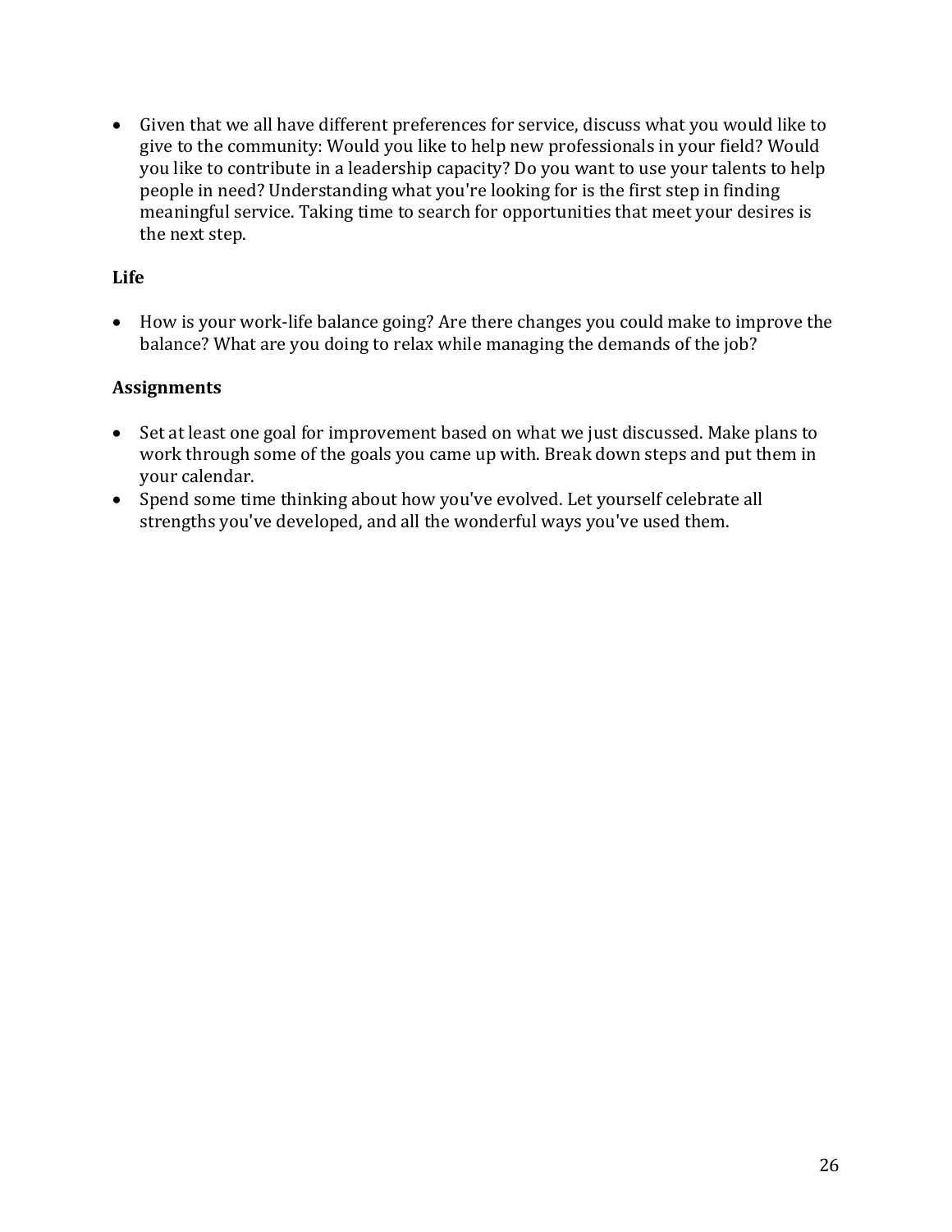- Given that we all have different preferences for service, discuss what you would like to give to the community: Would you like to help new professionals in your field? Would you like to contribute in a leadership capacity? Do you want to use your talents to help people in need? Understanding what you're looking for is the first step in finding meaningful service. Taking time to search for opportunities that meet your desires is the next step.

**Life**

- How is your work-life balance going? Are there changes you could make to improve the balance? What are you doing to relax while managing the demands of the job?

**Assignments**

- Set at least one goal for improvement based on what we just discussed. Make plans to work through some of the goals you came up with. Break down steps and put them in your calendar.
- Spend some time thinking about how you've evolved. Let yourself celebrate all strengths you've developed, and all the wonderful ways you've used them.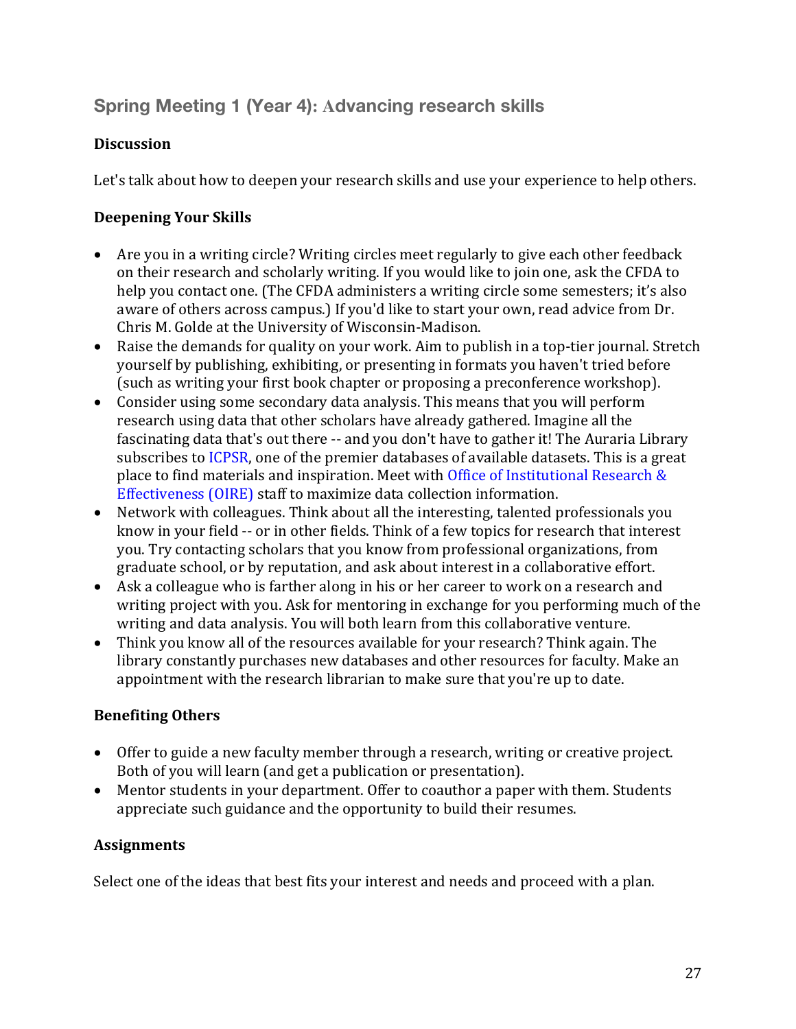## Spring Meeting 1 (Year 4): Advancing research skills

### Discussion

Let's talk about how to deepen your research skills and use your experience to help others.

### Deepening Your Skills

- Are you in a writing circle? Writing circles meet regularly to give each other feedback on their research and scholarly writing. If you would like to join one, ask the CFDA to help you contact one. (The CFDA administers a writing circle some semesters; it's also aware of others across campus.) If you'd like to start your own, read advice from Dr. Chris M. Golde at the University of Wisconsin-Madison.
- Raise the demands for quality on your work. Aim to publish in a top-tier journal. Stretch yourself by publishing, exhibiting, or presenting in formats you haven't tried before (such as writing your first book chapter or proposing a preconference workshop).
- Consider using some secondary data analysis. This means that you will perform research using data that other scholars have already gathered. Imagine all the fascinating data that's out there -- and you don't have to gather it! The Auraria Library subscribes to ICPSR, one of the premier databases of available datasets. This is a great place to find materials and inspiration. Meet with Office of Institutional Research & Effectiveness (OIRE) staff to maximize data collection information.
- Network with colleagues. Think about all the interesting, talented professionals you know in your field -- or in other fields. Think of a few topics for research that interest you. Try contacting scholars that you know from professional organizations, from graduate school, or by reputation, and ask about interest in a collaborative effort.
- Ask a colleague who is farther along in his or her career to work on a research and writing project with you. Ask for mentoring in exchange for you performing much of the writing and data analysis. You will both learn from this collaborative venture.
- Think you know all of the resources available for your research? Think again. The library constantly purchases new databases and other resources for faculty. Make an appointment with the research librarian to make sure that you're up to date.

### Benefiting Others

- Offer to guide a new faculty member through a research, writing or creative project. Both of you will learn (and get a publication or presentation).
- Mentor students in your department. Offer to coauthor a paper with them. Students appreciate such guidance and the opportunity to build their resumes.

### Assignments

Select one of the ideas that best fits your interest and needs and proceed with a plan.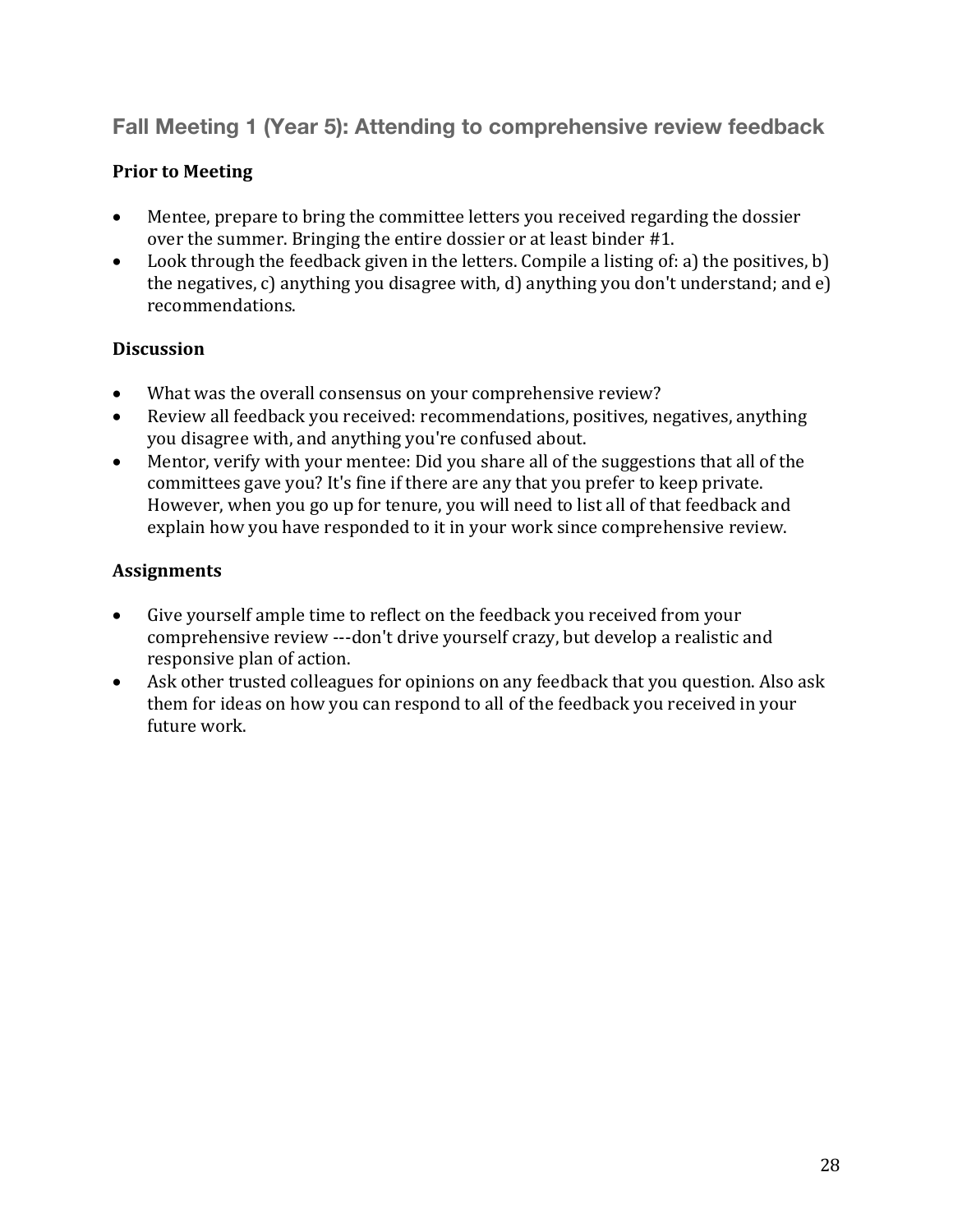## Fall Meeting 1 (Year 5): Attending to comprehensive review feedback

### Prior to Meeting

- Mentee, prepare to bring the committee letters you received regarding the dossier over the summer. Bringing the entire dossier or at least binder #1.
- Look through the feedback given in the letters. Compile a listing of: a) the positives, b) the negatives, c) anything you disagree with, d) anything you don't understand; and e) recommendations.

### Discussion

- What was the overall consensus on your comprehensive review?
- Review all feedback you received: recommendations, positives, negatives, anything you disagree with, and anything you're confused about.
- Mentor, verify with your mentee: Did you share all of the suggestions that all of the committees gave you? It's fine if there are any that you prefer to keep private. However, when you go up for tenure, you will need to list all of that feedback and explain how you have responded to it in your work since comprehensive review.

### Assignments

- Give yourself ample time to reflect on the feedback you received from your comprehensive review ---don't drive yourself crazy, but develop a realistic and responsive plan of action.
- Ask other trusted colleagues for opinions on any feedback that you question. Also ask them for ideas on how you can respond to all of the feedback you received in your future work.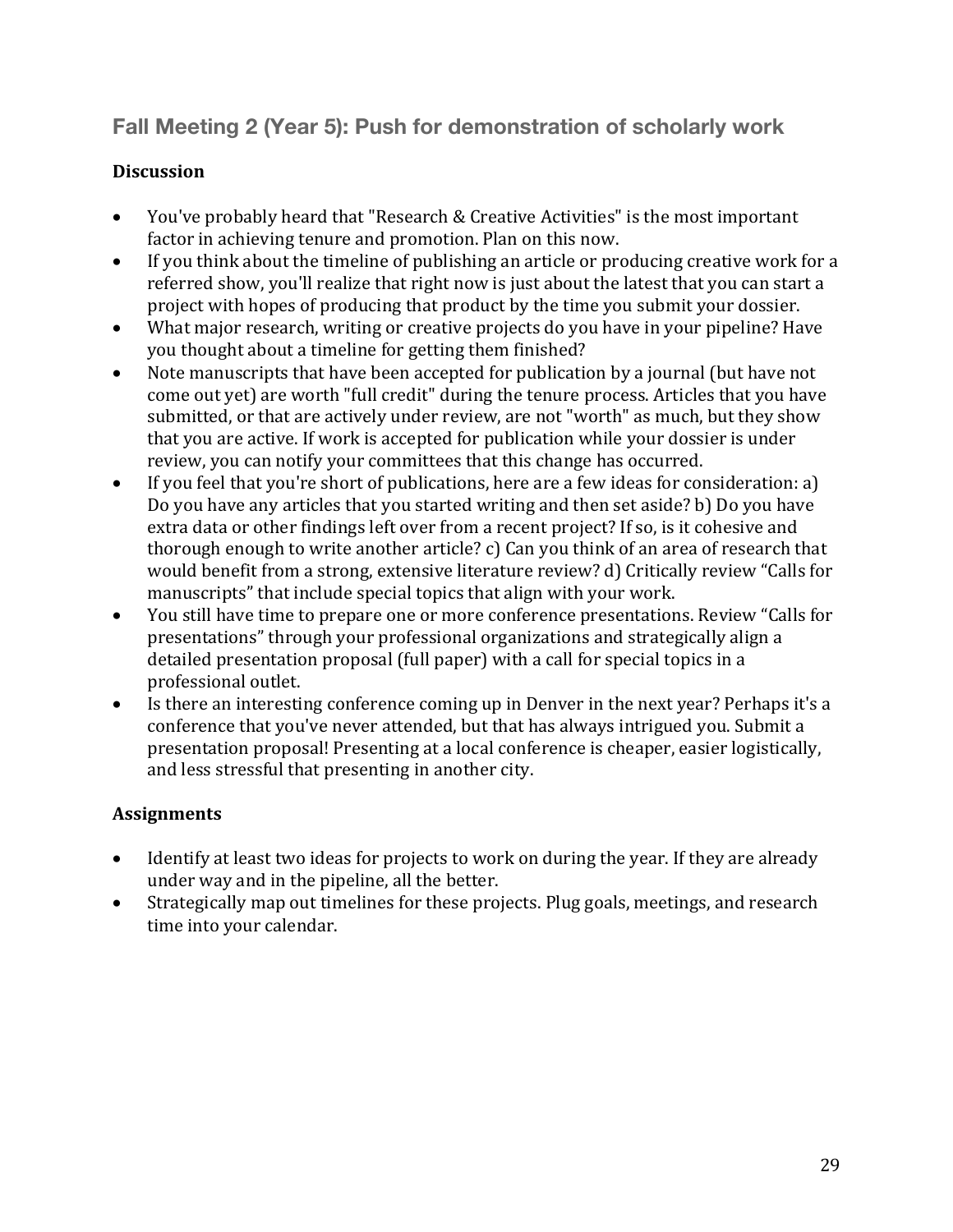## Fall Meeting 2 (Year 5): Push for demonstration of scholarly work

### Discussion

- You've probably heard that "Research & Creative Activities" is the most important factor in achieving tenure and promotion. Plan on this now.
- If you think about the timeline of publishing an article or producing creative work for a referred show, you'll realize that right now is just about the latest that you can start a project with hopes of producing that product by the time you submit your dossier.
- What major research, writing or creative projects do you have in your pipeline? Have you thought about a timeline for getting them finished?
- Note manuscripts that have been accepted for publication by a journal (but have not come out yet) are worth "full credit" during the tenure process. Articles that you have submitted, or that are actively under review, are not "worth" as much, but they show that you are active. If work is accepted for publication while your dossier is under review, you can notify your committees that this change has occurred.
- If you feel that you're short of publications, here are a few ideas for consideration: a) Do you have any articles that you started writing and then set aside? b) Do you have extra data or other findings left over from a recent project? If so, is it cohesive and thorough enough to write another article? c) Can you think of an area of research that would benefit from a strong, extensive literature review? d) Critically review "Calls for manuscripts" that include special topics that align with your work.
- You still have time to prepare one or more conference presentations. Review "Calls for presentations" through your professional organizations and strategically align a detailed presentation proposal (full paper) with a call for special topics in a professional outlet.
- Is there an interesting conference coming up in Denver in the next year? Perhaps it's a conference that you've never attended, but that has always intrigued you. Submit a presentation proposal! Presenting at a local conference is cheaper, easier logistically, and less stressful that presenting in another city.

### Assignments

- Identify at least two ideas for projects to work on during the year. If they are already under way and in the pipeline, all the better.
- Strategically map out timelines for these projects. Plug goals, meetings, and research time into your calendar.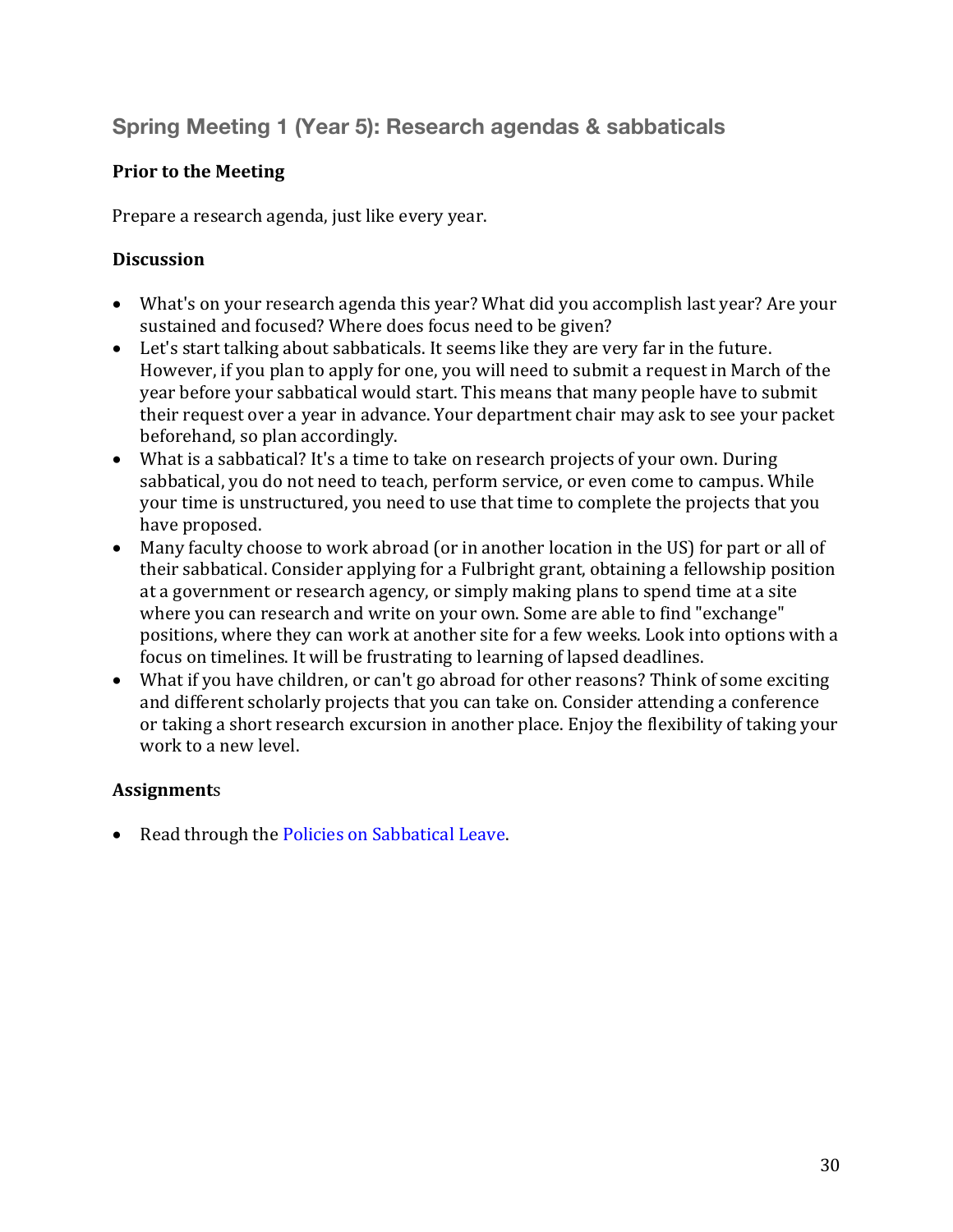## Spring Meeting 1 (Year 5): Research agendas & sabbaticals

### Prior to the Meeting

Prepare a research agenda, just like every year.

### Discussion

- What's on your research agenda this year? What did you accomplish last year? Are your sustained and focused? Where does focus need to be given?
- Let's start talking about sabbaticals. It seems like they are very far in the future. However, if you plan to apply for one, you will need to submit a request in March of the year before your sabbatical would start. This means that many people have to submit their request over a year in advance. Your department chair may ask to see your packet beforehand, so plan accordingly.
- What is a sabbatical? It's a time to take on research projects of your own. During sabbatical, you do not need to teach, perform service, or even come to campus. While your time is unstructured, you need to use that time to complete the projects that you have proposed.
- Many faculty choose to work abroad (or in another location in the US) for part or all of their sabbatical. Consider applying for a Fulbright grant, obtaining a fellowship position at a government or research agency, or simply making plans to spend time at a site where you can research and write on your own. Some are able to find "exchange" positions, where they can work at another site for a few weeks. Look into options with a focus on timelines. It will be frustrating to learning of lapsed deadlines.
- What if you have children, or can't go abroad for other reasons? Think of some exciting and different scholarly projects that you can take on. Consider attending a conference or taking a short research excursion in another place. Enjoy the flexibility of taking your work to a new level.

### Assignments

- Read through the Policies on Sabbatical Leave.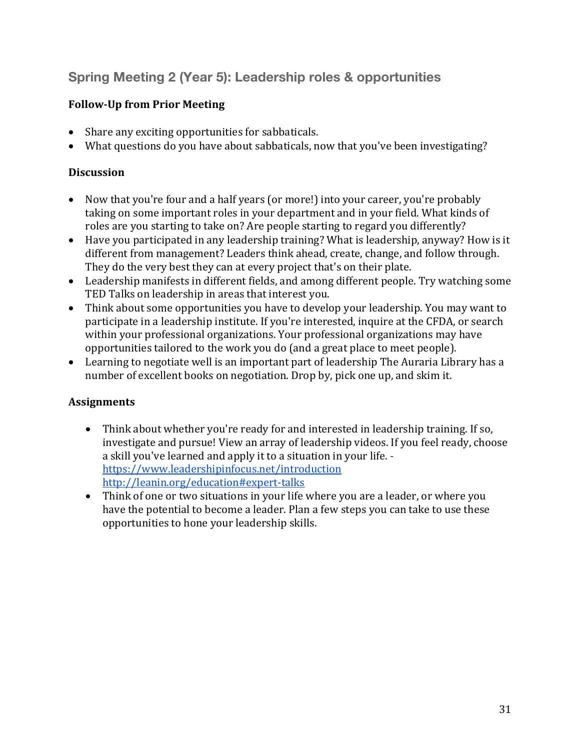## Spring Meeting 2 (Year 5): Leadership roles & opportunities

**Follow-Up from Prior Meeting**

- Share any exciting opportunities for sabbaticals.
- What questions do you have about sabbaticals, now that you've been investigating?

**Discussion**

- Now that you're four and a half years (or more!) into your career, you're probably taking on some important roles in your department and in your field. What kinds of roles are you starting to take on? Are people starting to regard you differently?
- Have you participated in any leadership training? What is leadership, anyway? How is it different from management? Leaders think ahead, create, change, and follow through. They do the very best they can at every project that's on their plate.
- Leadership manifests in different fields, and among different people. Try watching some TED Talks on leadership in areas that interest you.
- Think about some opportunities you have to develop your leadership. You may want to participate in a leadership institute. If you're interested, inquire at the CFDA, or search within your professional organizations. Your professional organizations may have opportunities tailored to the work you do (and a great place to meet people).
- Learning to negotiate well is an important part of leadership The Auraria Library has a number of excellent books on negotiation. Drop by, pick one up, and skim it.

**Assignments**

- Think about whether you're ready for and interested in leadership training. If so, investigate and pursue! View an array of leadership videos. If you feel ready, choose a skill you've learned and apply it to a situation in your life. - https://www.leadershipinfocus.net/introduction http://leanin.org/education#expert-talks
- Think of one or two situations in your life where you are a leader, or where you have the potential to become a leader. Plan a few steps you can take to use these opportunities to hone your leadership skills.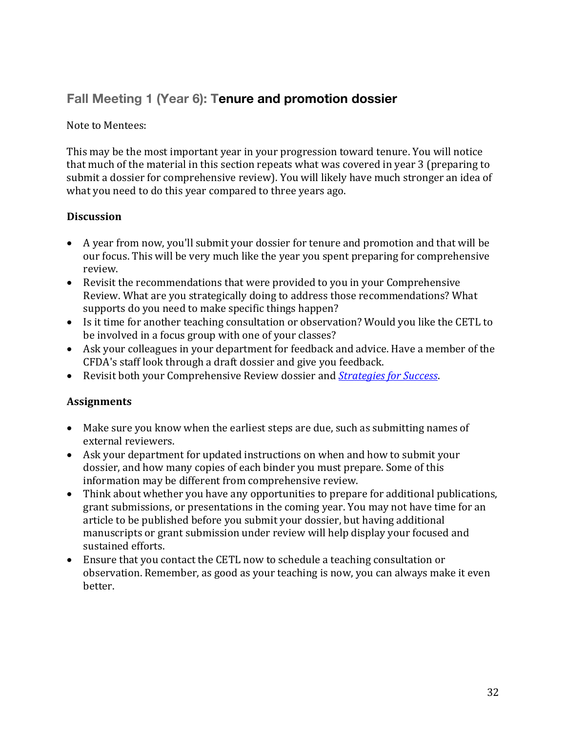## Fall Meeting 1 (Year 6): Tenure and promotion dossier

Note to Mentees:

This may be the most important year in your progression toward tenure. You will notice that much of the material in this section repeats what was covered in year 3 (preparing to submit a dossier for comprehensive review). You will likely have much stronger an idea of what you need to do this year compared to three years ago.

**Discussion**

- A year from now, you'll submit your dossier for tenure and promotion and that will be our focus. This will be very much like the year you spent preparing for comprehensive review.
- Revisit the recommendations that were provided to you in your Comprehensive Review. What are you strategically doing to address those recommendations? What supports do you need to make specific things happen?
- Is it time for another teaching consultation or observation? Would you like the CETL to be involved in a focus group with one of your classes?
- Ask your colleagues in your department for feedback and advice. Have a member of the CFDA's staff look through a draft dossier and give you feedback.
- Revisit both your Comprehensive Review dossier and *Strategies for Success*.

**Assignments**

- Make sure you know when the earliest steps are due, such as submitting names of external reviewers.
- Ask your department for updated instructions on when and how to submit your dossier, and how many copies of each binder you must prepare. Some of this information may be different from comprehensive review.
- Think about whether you have any opportunities to prepare for additional publications, grant submissions, or presentations in the coming year. You may not have time for an article to be published before you submit your dossier, but having additional manuscripts or grant submission under review will help display your focused and sustained efforts.
- Ensure that you contact the CETL now to schedule a teaching consultation or observation. Remember, as good as your teaching is now, you can always make it even better.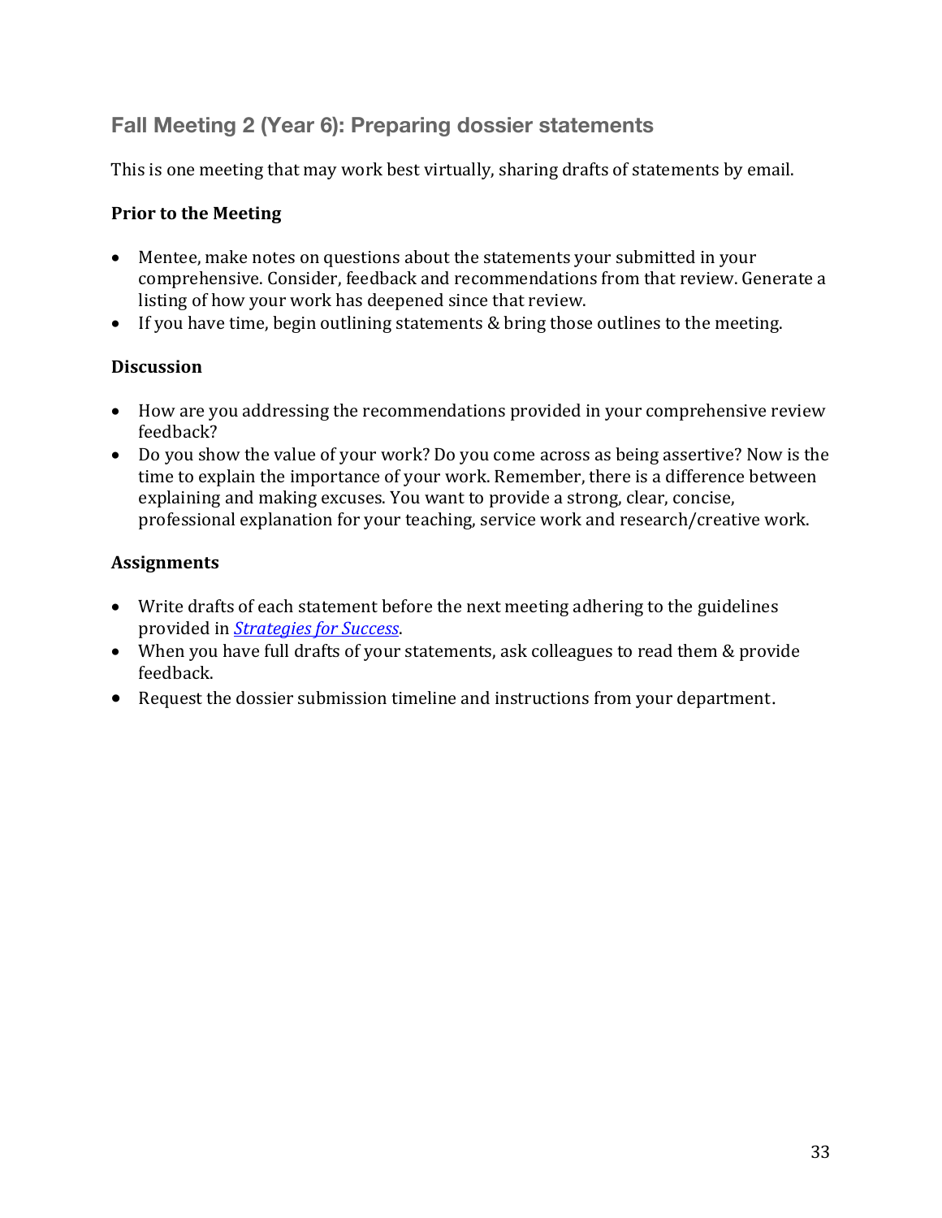## Fall Meeting 2 (Year 6): Preparing dossier statements

This is one meeting that may work best virtually, sharing drafts of statements by email.

### Prior to the Meeting

- Mentee, make notes on questions about the statements your submitted in your comprehensive. Consider, feedback and recommendations from that review. Generate a listing of how your work has deepened since that review.
- If you have time, begin outlining statements & bring those outlines to the meeting.

### Discussion

- How are you addressing the recommendations provided in your comprehensive review feedback?
- Do you show the value of your work? Do you come across as being assertive? Now is the time to explain the importance of your work. Remember, there is a difference between explaining and making excuses. You want to provide a strong, clear, concise, professional explanation for your teaching, service work and research/creative work.

### Assignments

- Write drafts of each statement before the next meeting adhering to the guidelines provided in *Strategies for Success*.
- When you have full drafts of your statements, ask colleagues to read them & provide feedback.
- Request the dossier submission timeline and instructions from your department.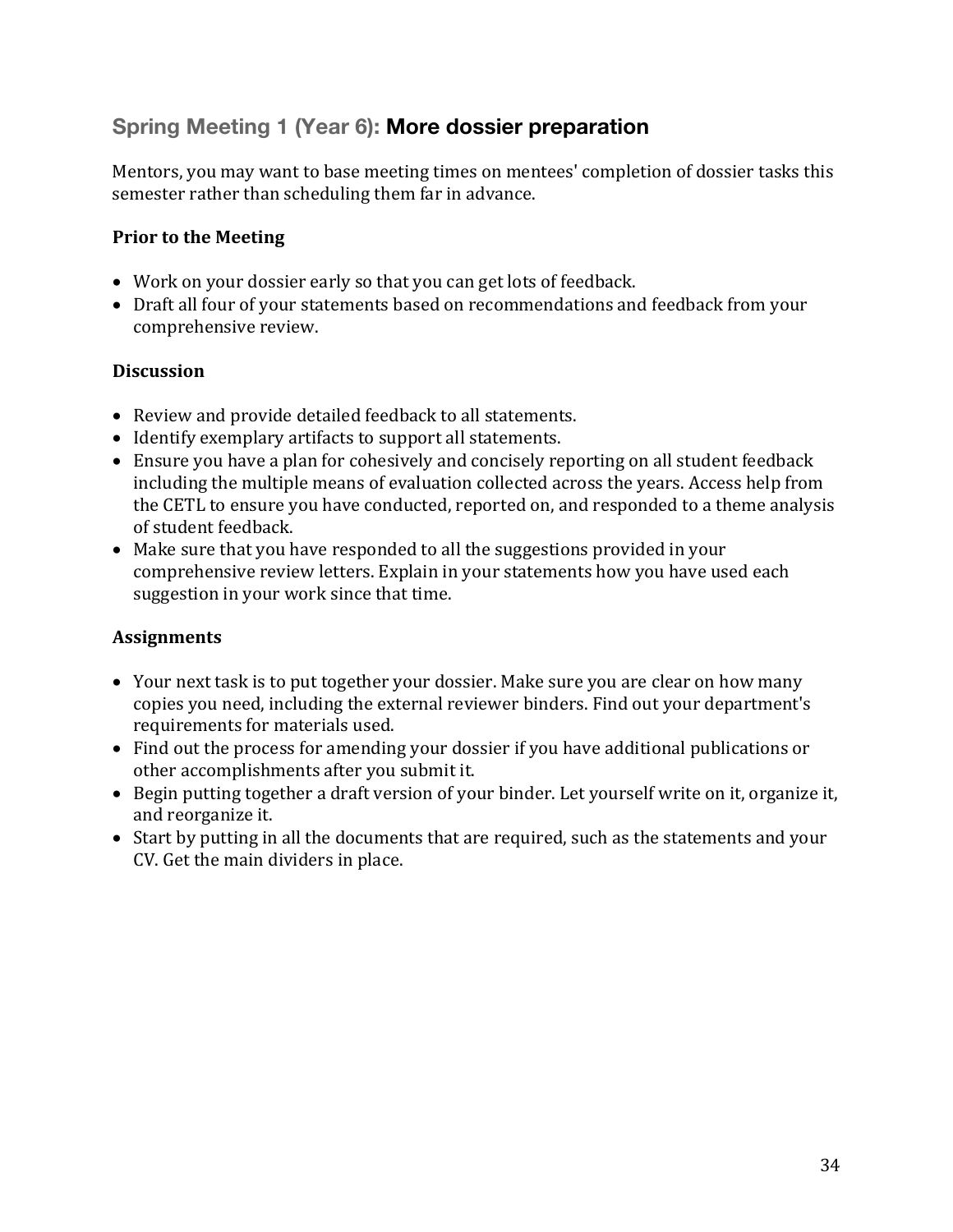## Spring Meeting 1 (Year 6): **More dossier preparation**

Mentors, you may want to base meeting times on mentees' completion of dossier tasks this semester rather than scheduling them far in advance.

### Prior to the Meeting

- Work on your dossier early so that you can get lots of feedback.
- Draft all four of your statements based on recommendations and feedback from your comprehensive review.

### Discussion

- Review and provide detailed feedback to all statements.
- Identify exemplary artifacts to support all statements.
- Ensure you have a plan for cohesively and concisely reporting on all student feedback including the multiple means of evaluation collected across the years. Access help from the CETL to ensure you have conducted, reported on, and responded to a theme analysis of student feedback.
- Make sure that you have responded to all the suggestions provided in your comprehensive review letters. Explain in your statements how you have used each suggestion in your work since that time.

### Assignments

- Your next task is to put together your dossier. Make sure you are clear on how many copies you need, including the external reviewer binders. Find out your department's requirements for materials used.
- Find out the process for amending your dossier if you have additional publications or other accomplishments after you submit it.
- Begin putting together a draft version of your binder. Let yourself write on it, organize it, and reorganize it.
- Start by putting in all the documents that are required, such as the statements and your CV. Get the main dividers in place.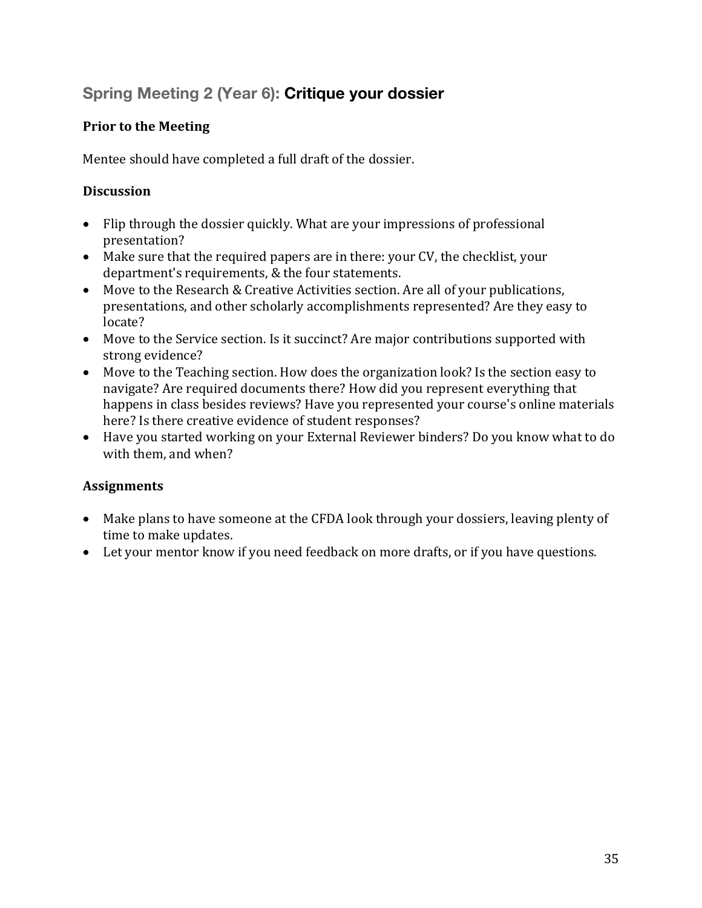## Spring Meeting 2 (Year 6): **Critique your dossier**

### Prior to the Meeting

Mentee should have completed a full draft of the dossier.

### Discussion

- Flip through the dossier quickly. What are your impressions of professional presentation?
- Make sure that the required papers are in there: your CV, the checklist, your department's requirements, & the four statements.
- Move to the Research & Creative Activities section. Are all of your publications, presentations, and other scholarly accomplishments represented? Are they easy to locate?
- Move to the Service section. Is it succinct? Are major contributions supported with strong evidence?
- Move to the Teaching section. How does the organization look? Is the section easy to navigate? Are required documents there? How did you represent everything that happens in class besides reviews? Have you represented your course's online materials here? Is there creative evidence of student responses?
- Have you started working on your External Reviewer binders? Do you know what to do with them, and when?

### Assignments

- Make plans to have someone at the CFDA look through your dossiers, leaving plenty of time to make updates.
- Let your mentor know if you need feedback on more drafts, or if you have questions.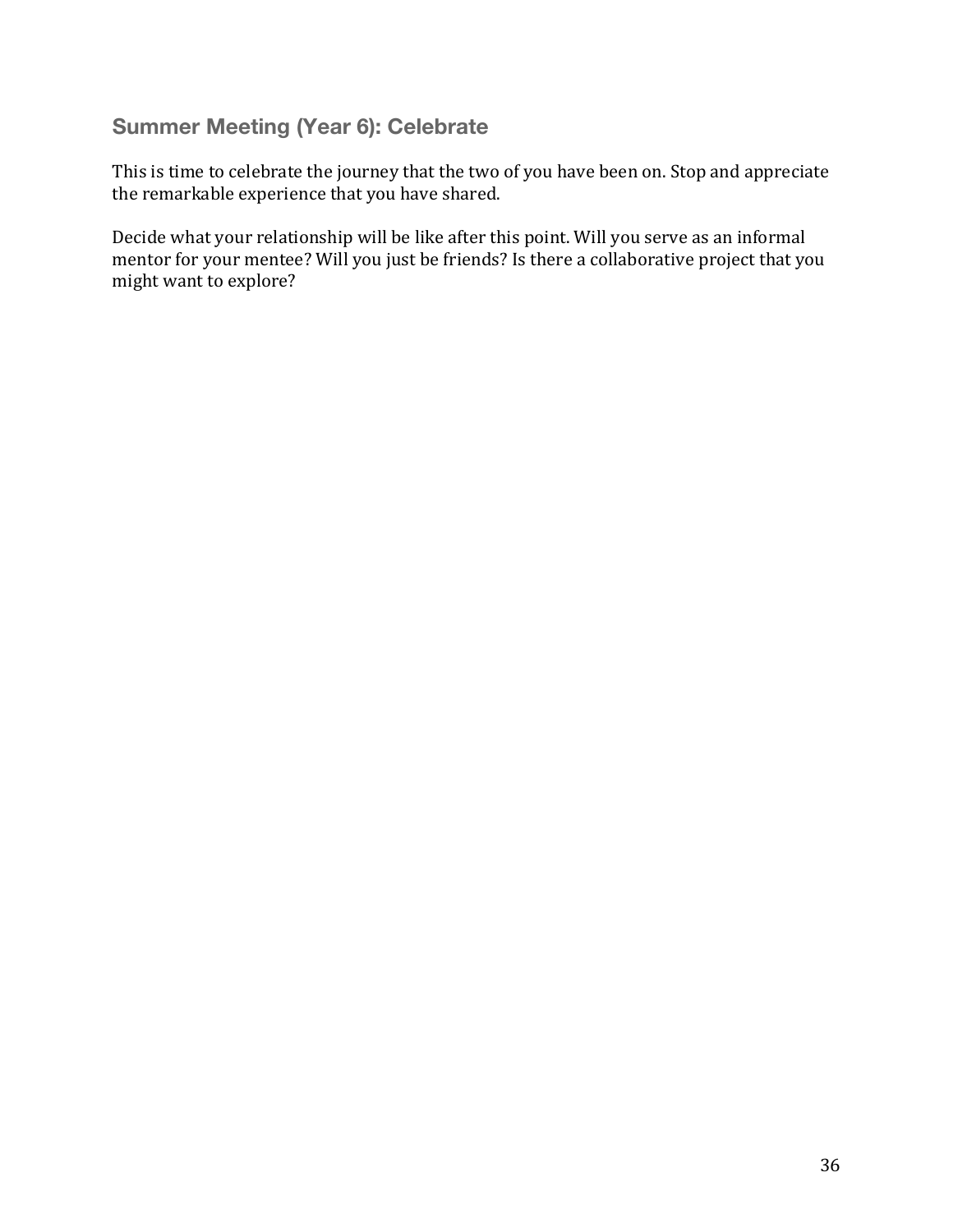## Summer Meeting (Year 6): Celebrate

This is time to celebrate the journey that the two of you have been on. Stop and appreciate the remarkable experience that you have shared.

Decide what your relationship will be like after this point. Will you serve as an informal mentor for your mentee? Will you just be friends? Is there a collaborative project that you might want to explore?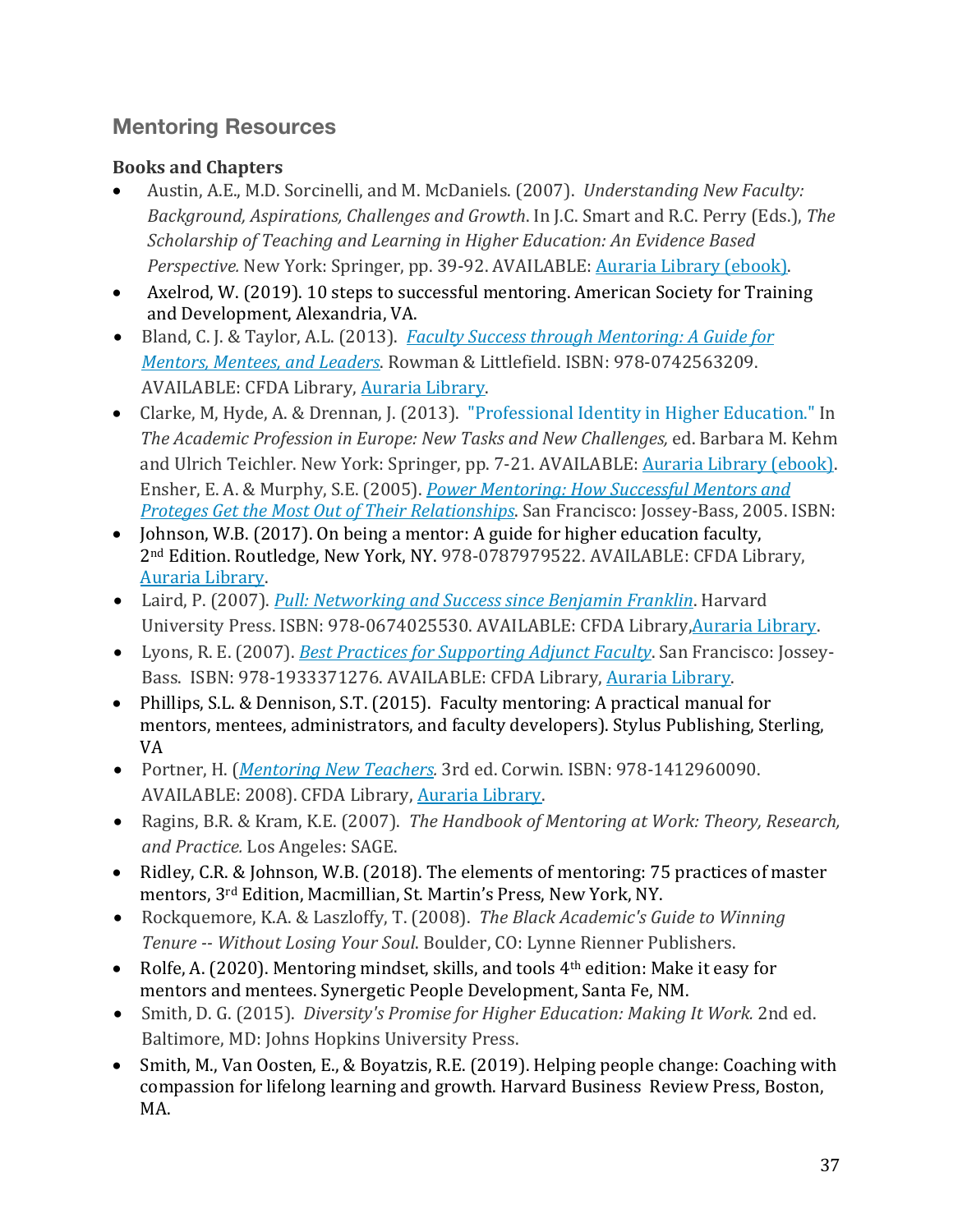## Mentoring Resources

### Books and Chapters

- Austin, A.E., M.D. Sorcinelli, and M. McDaniels. (2007). *Understanding New Faculty: Background, Aspirations, Challenges and Growth*. In J.C. Smart and R.C. Perry (Eds.), *The Scholarship of Teaching and Learning in Higher Education: An Evidence Based Perspective.* New York: Springer, pp. 39-92. AVAILABLE: Auraria Library (ebook).
- Axelrod, W. (2019). 10 steps to successful mentoring. American Society for Training and Development, Alexandria, VA.
- Bland, C. J. & Taylor, A.L. (2013). *Faculty Success through Mentoring: A Guide for Mentors, Mentees, and Leaders*. Rowman & Littlefield. ISBN: 978-0742563209. AVAILABLE: CFDA Library, Auraria Library.
- Clarke, M, Hyde, A. & Drennan, J. (2013). "Professional Identity in Higher Education." In *The Academic Profession in Europe: New Tasks and New Challenges,* ed. Barbara M. Kehm and Ulrich Teichler. New York: Springer, pp. 7-21. AVAILABLE: Auraria Library (ebook). Ensher, E. A. & Murphy, S.E. (2005). *Power Mentoring: How Successful Mentors and Proteges Get the Most Out of Their Relationships*. San Francisco: Jossey-Bass, 2005. ISBN:
- Johnson, W.B. (2017). On being a mentor: A guide for higher education faculty, 2nd Edition. Routledge, New York, NY. 978-0787979522. AVAILABLE: CFDA Library, Auraria Library.
- Laird, P. (2007). *Pull: Networking and Success since Benjamin Franklin*. Harvard University Press. ISBN: 978-0674025530. AVAILABLE: CFDA Library,Auraria Library.
- Lyons, R. E. (2007). *Best Practices for Supporting Adjunct Faculty*. San Francisco: Jossey-Bass. ISBN: 978-1933371276. AVAILABLE: CFDA Library, Auraria Library.
- Phillips, S.L. & Dennison, S.T. (2015). Faculty mentoring: A practical manual for mentors, mentees, administrators, and faculty developers). Stylus Publishing, Sterling, VA
- Portner, H. (*Mentoring New Teachers.* 3rd ed. Corwin. ISBN: 978-1412960090. AVAILABLE: 2008). CFDA Library, Auraria Library.
- Ragins, B.R. & Kram, K.E. (2007). *The Handbook of Mentoring at Work: Theory, Research, and Practice.* Los Angeles: SAGE.
- Ridley, C.R. & Johnson, W.B. (2018). The elements of mentoring: 75 practices of master mentors, 3rd Edition, Macmillian, St. Martin's Press, New York, NY.
- Rockquemore, K.A. & Laszloffy, T. (2008). *The Black Academic's Guide to Winning Tenure -- Without Losing Your Soul*. Boulder, CO: Lynne Rienner Publishers.
- Rolfe, A. (2020). Mentoring mindset, skills, and tools 4th edition: Make it easy for mentors and mentees. Synergetic People Development, Santa Fe, NM.
- Smith, D. G. (2015). *Diversity's Promise for Higher Education: Making It Work.* 2nd ed. Baltimore, MD: Johns Hopkins University Press.
- Smith, M., Van Oosten, E., & Boyatzis, R.E. (2019). Helping people change: Coaching with compassion for lifelong learning and growth. Harvard Business Review Press, Boston, MA.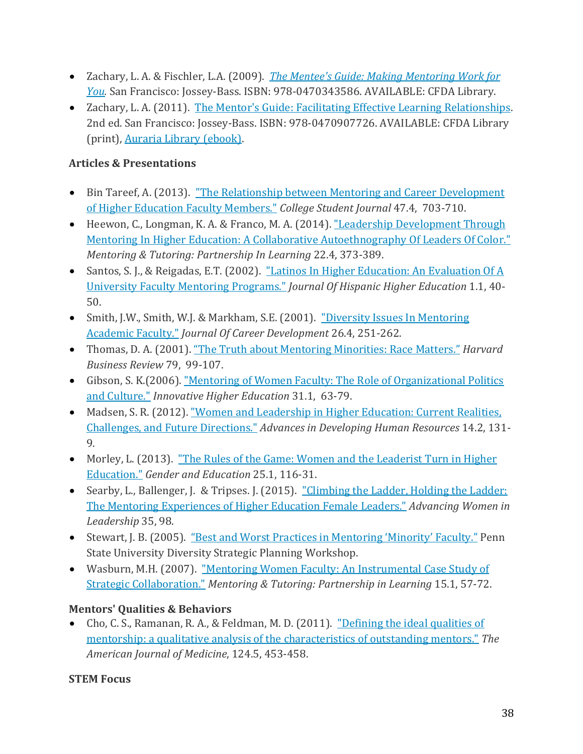- Zachary, L. A. & Fischler, L.A. (2009). *The Mentee's Guide: Making Mentoring Work for You.* San Francisco: Jossey-Bass. ISBN: 978-0470343586. AVAILABLE: CFDA Library.
- Zachary, L. A. (2011). The Mentor's Guide: Facilitating Effective Learning Relationships. 2nd ed. San Francisco: Jossey-Bass. ISBN: 978-0470907726. AVAILABLE: CFDA Library (print), Auraria Library (ebook).

**Articles & Presentations**

- Bin Tareef, A. (2013). "The Relationship between Mentoring and Career Development of Higher Education Faculty Members." *College Student Journal* 47.4, 703-710.
- Heewon, C., Longman, K. A. & Franco, M. A. (2014). "Leadership Development Through Mentoring In Higher Education: A Collaborative Autoethnography Of Leaders Of Color." *Mentoring & Tutoring: Partnership In Learning* 22.4, 373-389.
- Santos, S. J., & Reigadas, E.T. (2002). "Latinos In Higher Education: An Evaluation Of A University Faculty Mentoring Programs." *Journal Of Hispanic Higher Education* 1.1, 40-50.
- Smith, J.W., Smith, W.J. & Markham, S.E. (2001). "Diversity Issues In Mentoring Academic Faculty." *Journal Of Career Development* 26.4, 251-262.
- Thomas, D. A. (2001). "The Truth about Mentoring Minorities: Race Matters." *Harvard Business Review* 79, 99-107.
- Gibson, S. K.(2006). "Mentoring of Women Faculty: The Role of Organizational Politics and Culture." *Innovative Higher Education* 31.1, 63-79.
- Madsen, S. R. (2012). "Women and Leadership in Higher Education: Current Realities, Challenges, and Future Directions." *Advances in Developing Human Resources* 14.2, 131-9.
- Morley, L. (2013). "The Rules of the Game: Women and the Leaderist Turn in Higher Education." *Gender and Education* 25.1, 116-31.
- Searby, L., Ballenger, J. & Tripses. J. (2015). "Climbing the Ladder, Holding the Ladder: The Mentoring Experiences of Higher Education Female Leaders." *Advancing Women in Leadership* 35, 98.
- Stewart, J. B. (2005). "Best and Worst Practices in Mentoring 'Minority' Faculty." Penn State University Diversity Strategic Planning Workshop.
- Wasburn, M.H. (2007). "Mentoring Women Faculty: An Instrumental Case Study of Strategic Collaboration." *Mentoring & Tutoring: Partnership in Learning* 15.1, 57-72.

**Mentors' Qualities & Behaviors**

- Cho, C. S., Ramanan, R. A., & Feldman, M. D. (2011). "Defining the ideal qualities of mentorship: a qualitative analysis of the characteristics of outstanding mentors." *The American Journal of Medicine*, 124.5, 453-458.

**STEM Focus**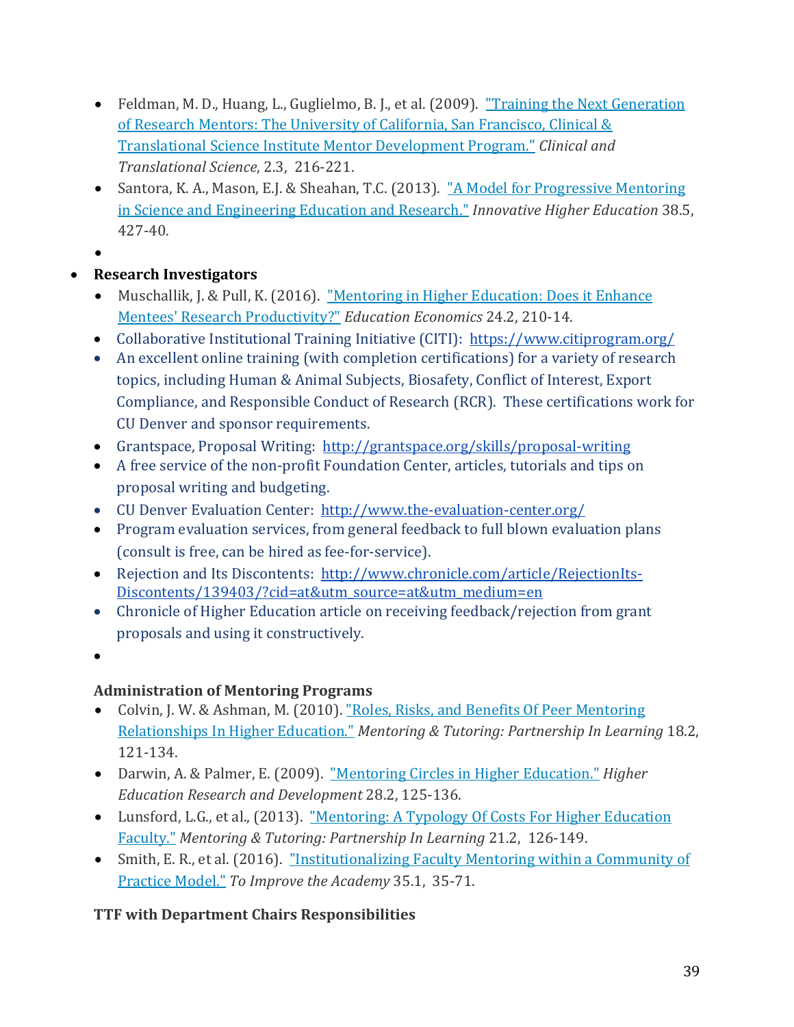- Feldman, M. D., Huang, L., Guglielmo, B. J., et al. (2009). "Training the Next Generation of Research Mentors: The University of California, San Francisco, Clinical & Translational Science Institute Mentor Development Program." *Clinical and Translational Science*, 2.3, 216-221.
- Santora, K. A., Mason, E.J. & Sheahan, T.C. (2013). "A Model for Progressive Mentoring in Science and Engineering Education and Research." *Innovative Higher Education* 38.5, 427-40.

- **Research Investigators**
  - Muschallik, J. & Pull, K. (2016). "Mentoring in Higher Education: Does it Enhance Mentees' Research Productivity?" *Education Economics* 24.2, 210-14.
  - Collaborative Institutional Training Initiative (CITI): https://www.citiprogram.org/
  - An excellent online training (with completion certifications) for a variety of research topics, including Human & Animal Subjects, Biosafety, Conflict of Interest, Export Compliance, and Responsible Conduct of Research (RCR). These certifications work for CU Denver and sponsor requirements.
  - Grantspace, Proposal Writing: http://grantspace.org/skills/proposal-writing
  - A free service of the non-profit Foundation Center, articles, tutorials and tips on proposal writing and budgeting.
  - CU Denver Evaluation Center: http://www.the-evaluation-center.org/
  - Program evaluation services, from general feedback to full blown evaluation plans (consult is free, can be hired as fee-for-service).
  - Rejection and Its Discontents: http://www.chronicle.com/article/RejectionIts-Discontents/139403/?cid=at&utm_source=at&utm_medium=en
  - Chronicle of Higher Education article on receiving feedback/rejection from grant proposals and using it constructively.

**Administration of Mentoring Programs**

- Colvin, J. W. & Ashman, M. (2010). "Roles, Risks, and Benefits Of Peer Mentoring Relationships In Higher Education." *Mentoring & Tutoring: Partnership In Learning* 18.2, 121-134.
- Darwin, A. & Palmer, E. (2009). "Mentoring Circles in Higher Education." *Higher Education Research and Development* 28.2, 125-136.
- Lunsford, L.G., et al., (2013). "Mentoring: A Typology Of Costs For Higher Education Faculty." *Mentoring & Tutoring: Partnership In Learning* 21.2, 126-149.
- Smith, E. R., et al. (2016). "Institutionalizing Faculty Mentoring within a Community of Practice Model." *To Improve the Academy* 35.1, 35-71.

**TTF with Department Chairs Responsibilities**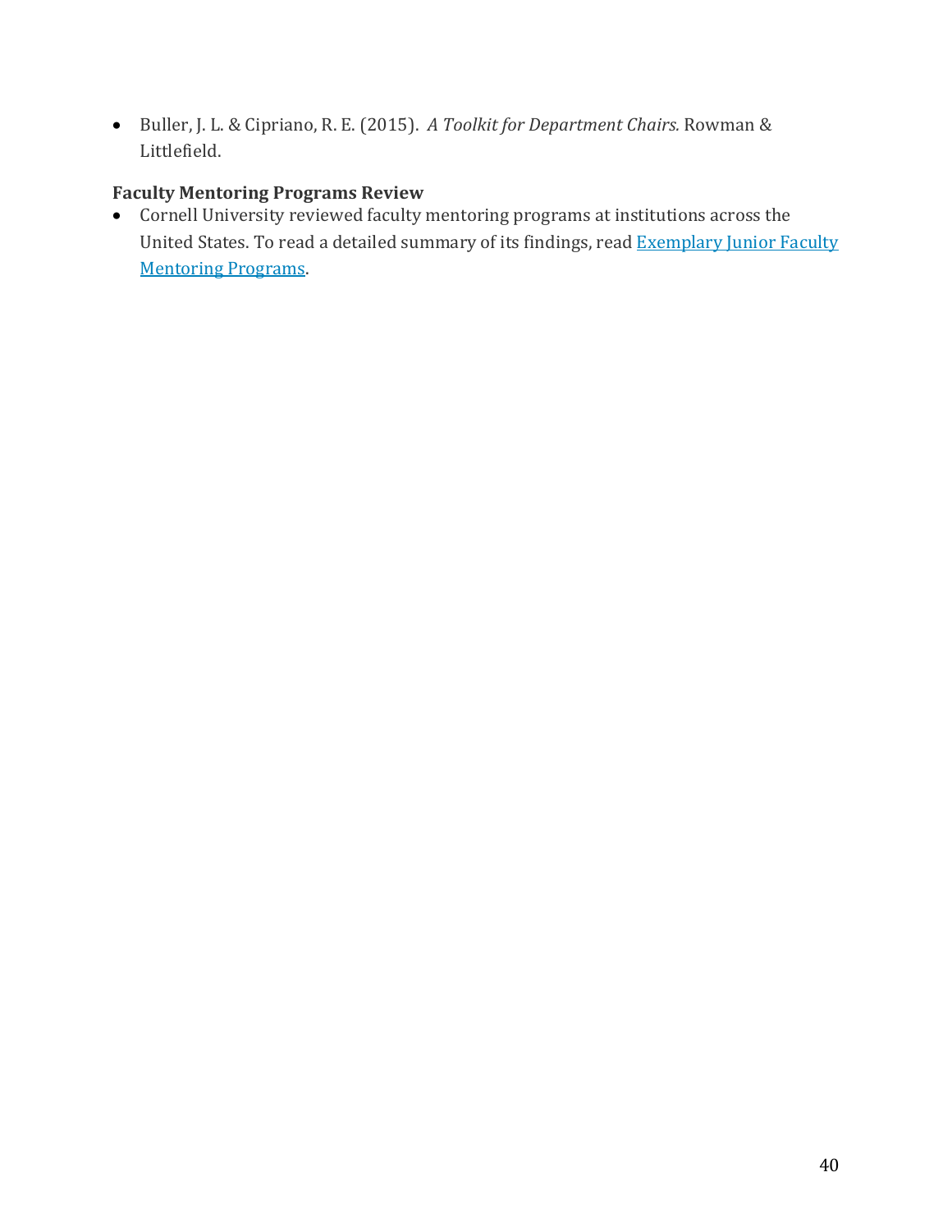- Buller, J. L. & Cipriano, R. E. (2015). *A Toolkit for Department Chairs.* Rowman & Littlefield.

**Faculty Mentoring Programs Review**

- Cornell University reviewed faculty mentoring programs at institutions across the United States. To read a detailed summary of its findings, read Exemplary Junior Faculty Mentoring Programs.